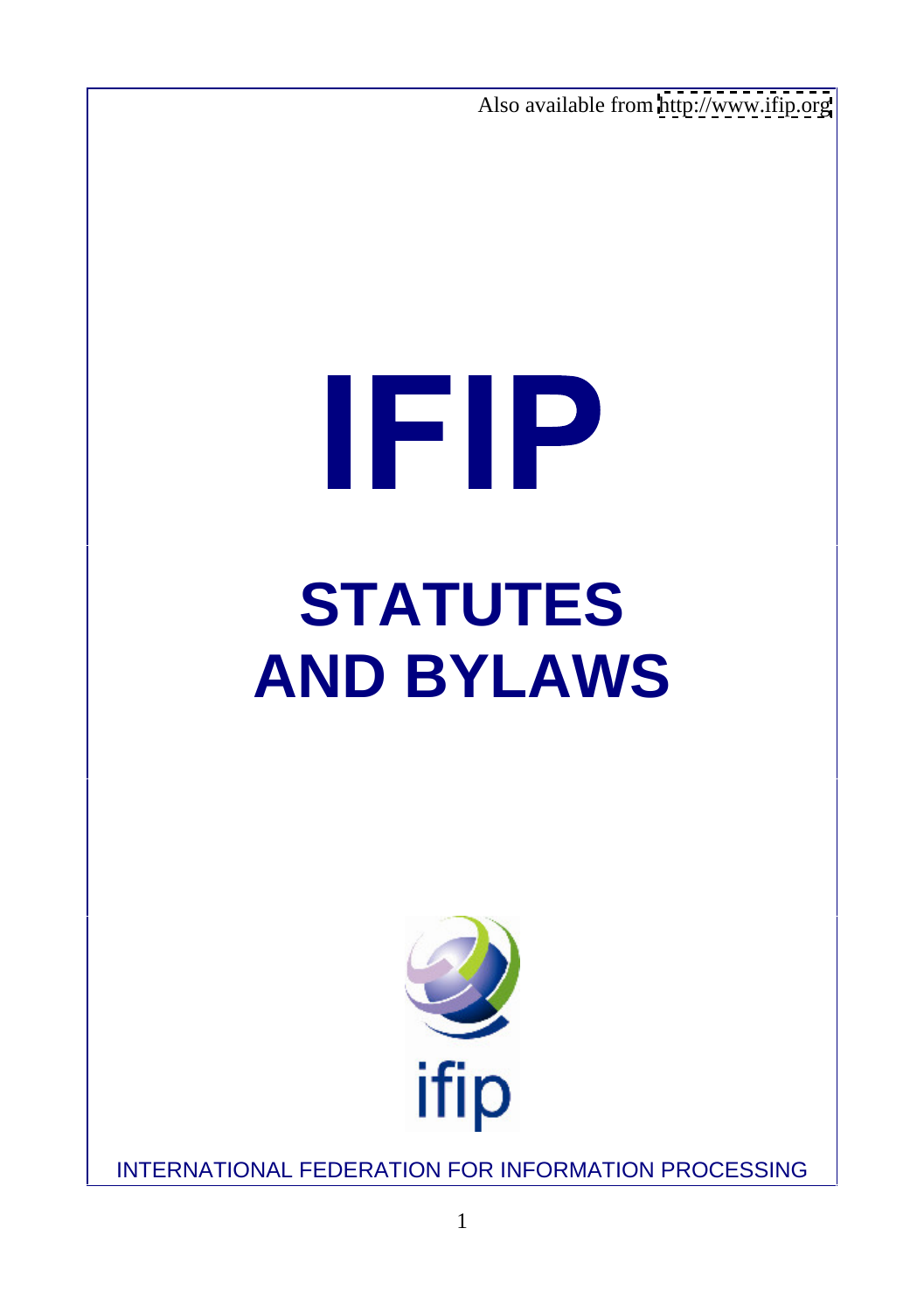Also available from http://www.ifip.org

# IFIP

# STATUTES AND BYLAWS

ifip

INTERNATIONAL FEDERATION FOR INFORMATION PROCESSING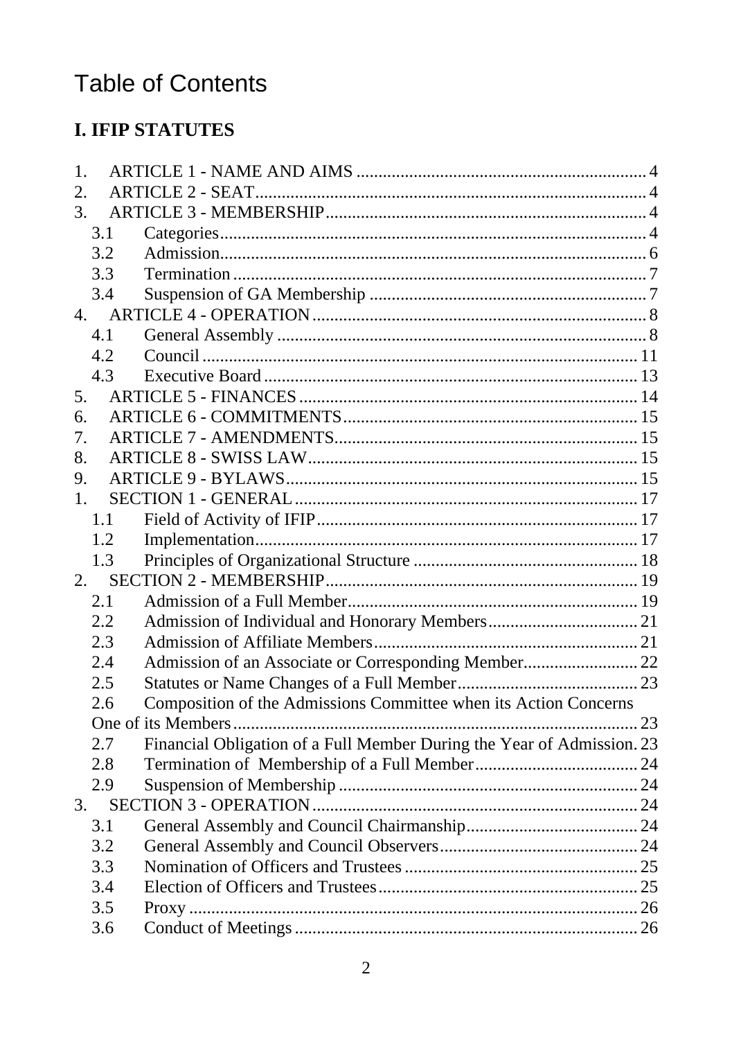# Table of Contents

## I. IFIP STATUTES

1. ARTICLE 1 - NAME AND AIMS ..... 4
2. ARTICLE 2 - SEAT ..... 4
3. ARTICLE 3 - MEMBERSHIP ..... 4
   - 3.1 Categories ..... 4
   - 3.2 Admission ..... 6
   - 3.3 Termination ..... 7
   - 3.4 Suspension of GA Membership ..... 7
4. ARTICLE 4 - OPERATION ..... 8
   - 4.1 General Assembly ..... 8
   - 4.2 Council ..... 11
   - 4.3 Executive Board ..... 13
5. ARTICLE 5 - FINANCES ..... 14
6. ARTICLE 6 - COMMITMENTS ..... 15
7. ARTICLE 7 - AMENDMENTS ..... 15
8. ARTICLE 8 - SWISS LAW ..... 15
9. ARTICLE 9 - BYLAWS ..... 15

1. SECTION 1 - GENERAL ..... 17
   - 1.1 Field of Activity of IFIP ..... 17
   - 1.2 Implementation ..... 17
   - 1.3 Principles of Organizational Structure ..... 18
2. SECTION 2 - MEMBERSHIP ..... 19
   - 2.1 Admission of a Full Member ..... 19
   - 2.2 Admission of Individual and Honorary Members ..... 21
   - 2.3 Admission of Affiliate Members ..... 21
   - 2.4 Admission of an Associate or Corresponding Member ..... 22
   - 2.5 Statutes or Name Changes of a Full Member ..... 23
   - 2.6 Composition of the Admissions Committee when its Action Concerns One of its Members ..... 23
   - 2.7 Financial Obligation of a Full Member During the Year of Admission ..... 23
   - 2.8 Termination of Membership of a Full Member ..... 24
   - 2.9 Suspension of Membership ..... 24
3. SECTION 3 - OPERATION ..... 24
   - 3.1 General Assembly and Council Chairmanship ..... 24
   - 3.2 General Assembly and Council Observers ..... 24
   - 3.3 Nomination of Officers and Trustees ..... 25
   - 3.4 Election of Officers and Trustees ..... 25
   - 3.5 Proxy ..... 26
   - 3.6 Conduct of Meetings ..... 26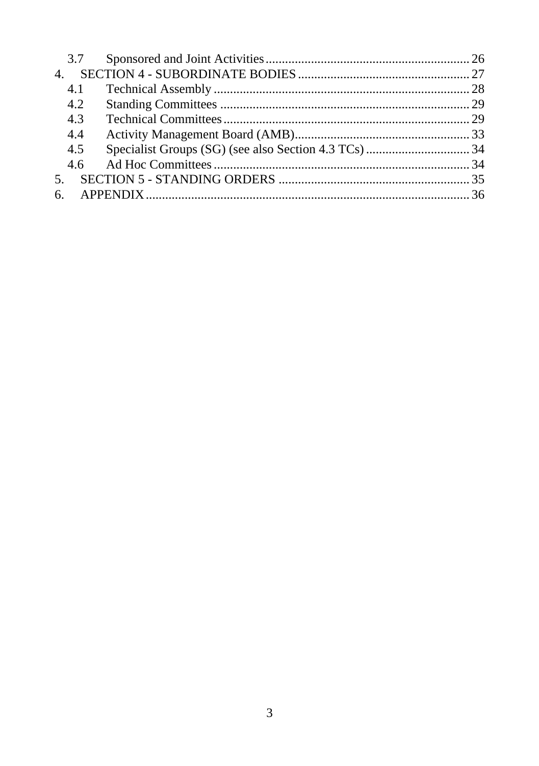3.7 Sponsored and Joint Activities ........................................................ 26
4. SECTION 4 - SUBORDINATE BODIES ........................................................ 27
4.1 Technical Assembly ........................................................ 28
4.2 Standing Committees ........................................................ 29
4.3 Technical Committees ........................................................ 29
4.4 Activity Management Board (AMB) ........................................................ 33
4.5 Specialist Groups (SG) (see also Section 4.3 TCs) ........................................................ 34
4.6 Ad Hoc Committees ........................................................ 34
5. SECTION 5 - STANDING ORDERS ........................................................ 35
6. APPENDIX ........................................................ 36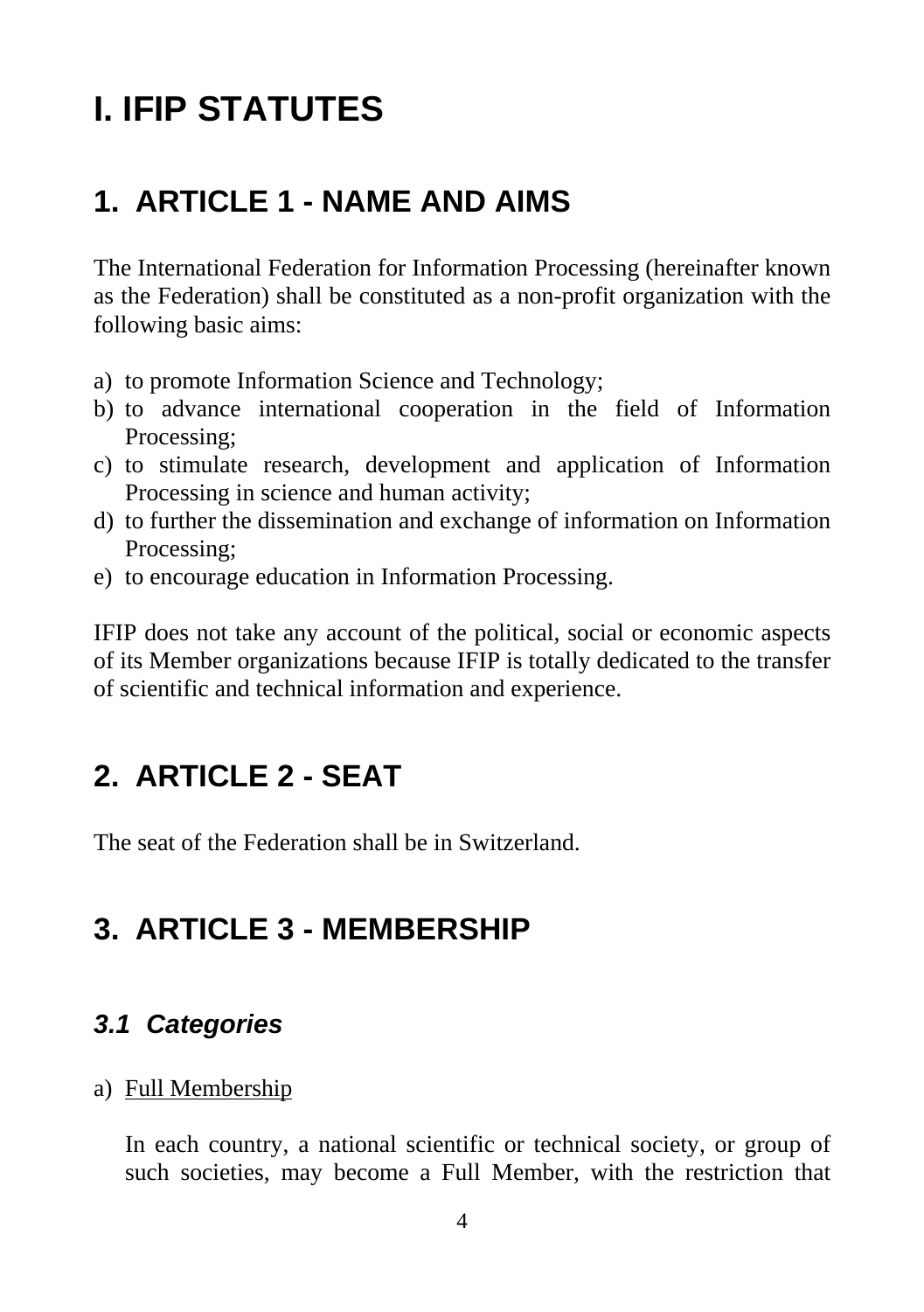# I. IFIP STATUTES

## 1. ARTICLE 1 - NAME AND AIMS

The International Federation for Information Processing (hereinafter known as the Federation) shall be constituted as a non-profit organization with the following basic aims:

a) to promote Information Science and Technology;
b) to advance international cooperation in the field of Information Processing;
c) to stimulate research, development and application of Information Processing in science and human activity;
d) to further the dissemination and exchange of information on Information Processing;
e) to encourage education in Information Processing.

IFIP does not take any account of the political, social or economic aspects of its Member organizations because IFIP is totally dedicated to the transfer of scientific and technical information and experience.

## 2. ARTICLE 2 - SEAT

The seat of the Federation shall be in Switzerland.

## 3. ARTICLE 3 - MEMBERSHIP

### *3.1 Categories*

a) Full Membership

In each country, a national scientific or technical society, or group of such societies, may become a Full Member, with the restriction that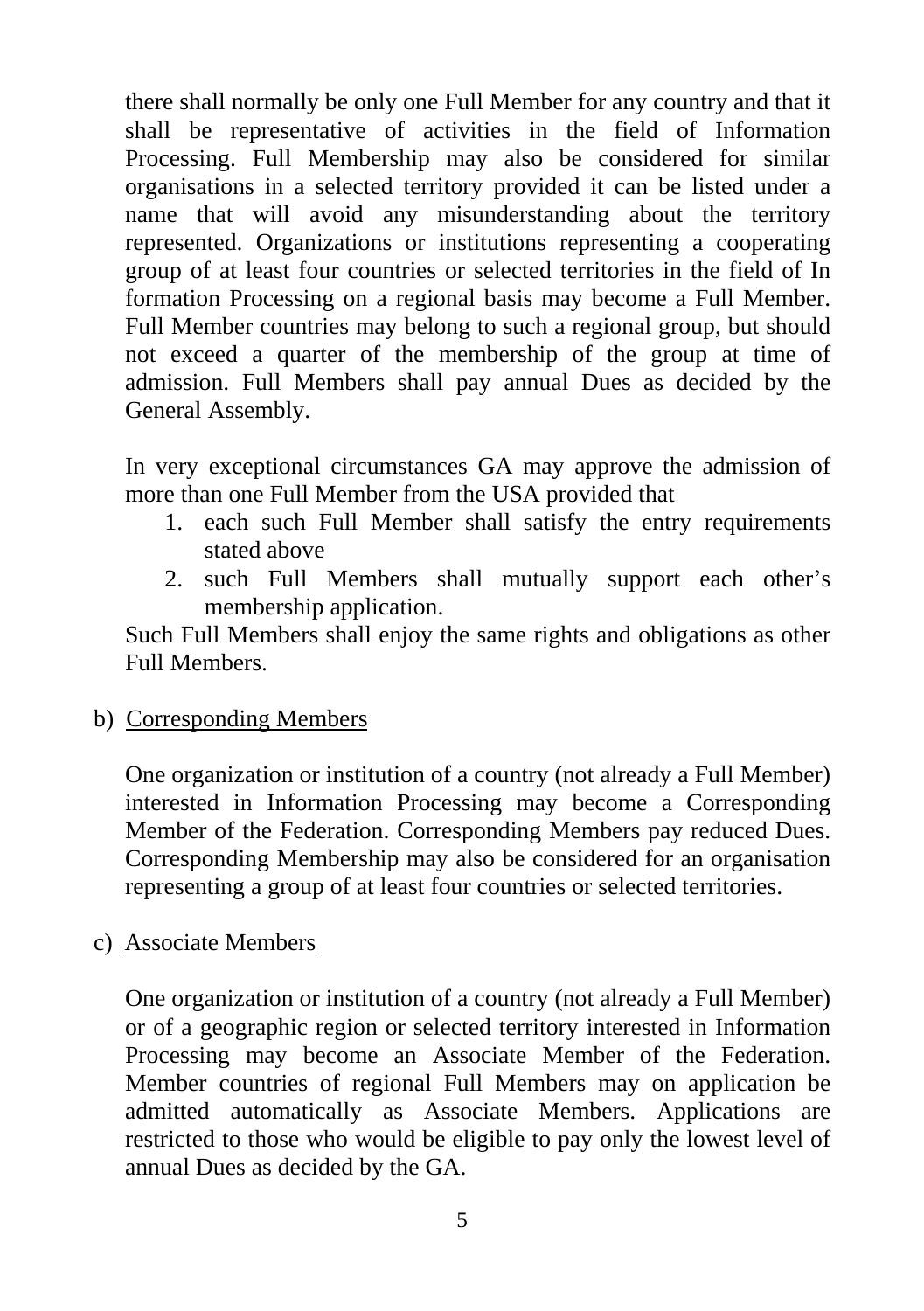there shall normally be only one Full Member for any country and that it shall be representative of activities in the field of Information Processing. Full Membership may also be considered for similar organisations in a selected territory provided it can be listed under a name that will avoid any misunderstanding about the territory represented. Organizations or institutions representing a cooperating group of at least four countries or selected territories in the field of In formation Processing on a regional basis may become a Full Member. Full Member countries may belong to such a regional group, but should not exceed a quarter of the membership of the group at time of admission. Full Members shall pay annual Dues as decided by the General Assembly.

In very exceptional circumstances GA may approve the admission of more than one Full Member from the USA provided that

1. each such Full Member shall satisfy the entry requirements stated above
2. such Full Members shall mutually support each other's membership application.

Such Full Members shall enjoy the same rights and obligations as other Full Members.

b) Corresponding Members

One organization or institution of a country (not already a Full Member) interested in Information Processing may become a Corresponding Member of the Federation. Corresponding Members pay reduced Dues. Corresponding Membership may also be considered for an organisation representing a group of at least four countries or selected territories.

c) Associate Members

One organization or institution of a country (not already a Full Member) or of a geographic region or selected territory interested in Information Processing may become an Associate Member of the Federation. Member countries of regional Full Members may on application be admitted automatically as Associate Members. Applications are restricted to those who would be eligible to pay only the lowest level of annual Dues as decided by the GA.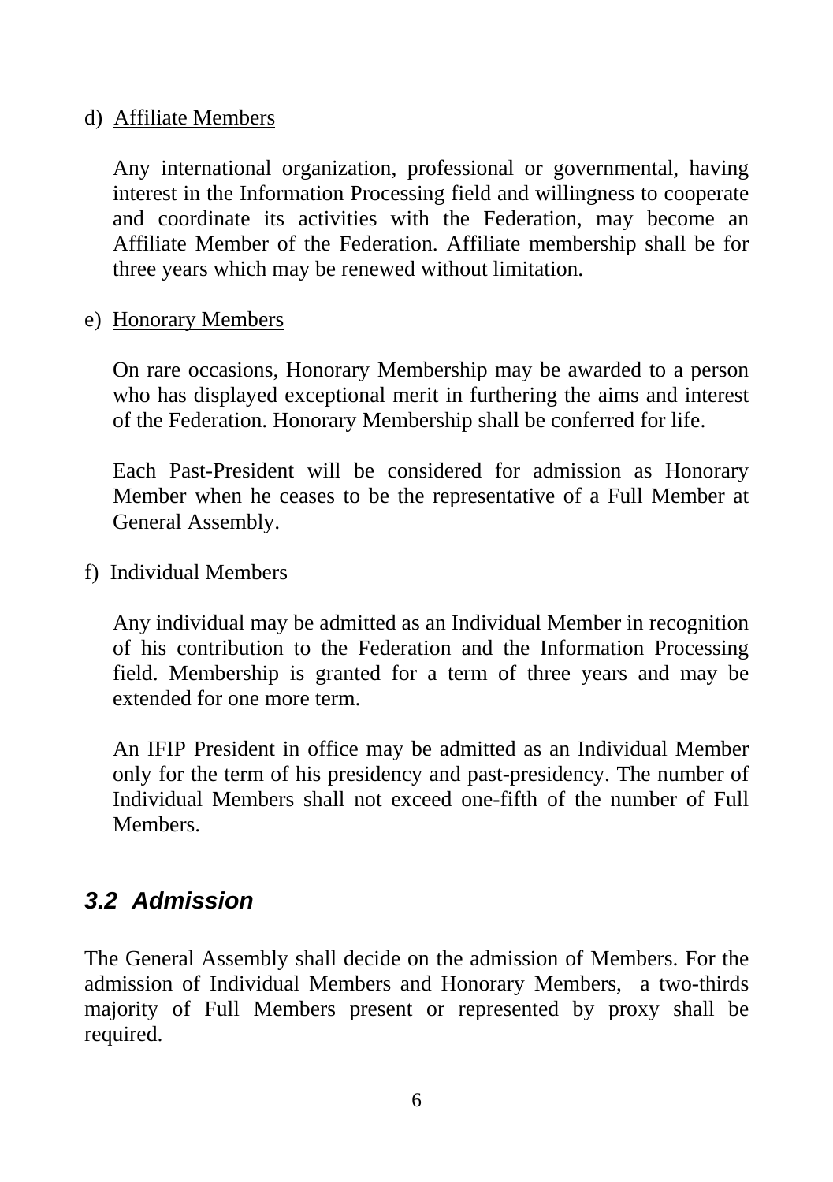d) <u>Affiliate Members</u>

Any international organization, professional or governmental, having interest in the Information Processing field and willingness to cooperate and coordinate its activities with the Federation, may become an Affiliate Member of the Federation. Affiliate membership shall be for three years which may be renewed without limitation.

e) <u>Honorary Members</u>

On rare occasions, Honorary Membership may be awarded to a person who has displayed exceptional merit in furthering the aims and interest of the Federation. Honorary Membership shall be conferred for life.

Each Past-President will be considered for admission as Honorary Member when he ceases to be the representative of a Full Member at General Assembly.

f) <u>Individual Members</u>

Any individual may be admitted as an Individual Member in recognition of his contribution to the Federation and the Information Processing field. Membership is granted for a term of three years and may be extended for one more term.

An IFIP President in office may be admitted as an Individual Member only for the term of his presidency and past-presidency. The number of Individual Members shall not exceed one-fifth of the number of Full Members.

## *3.2 Admission*

The General Assembly shall decide on the admission of Members. For the admission of Individual Members and Honorary Members, a two-thirds majority of Full Members present or represented by proxy shall be required.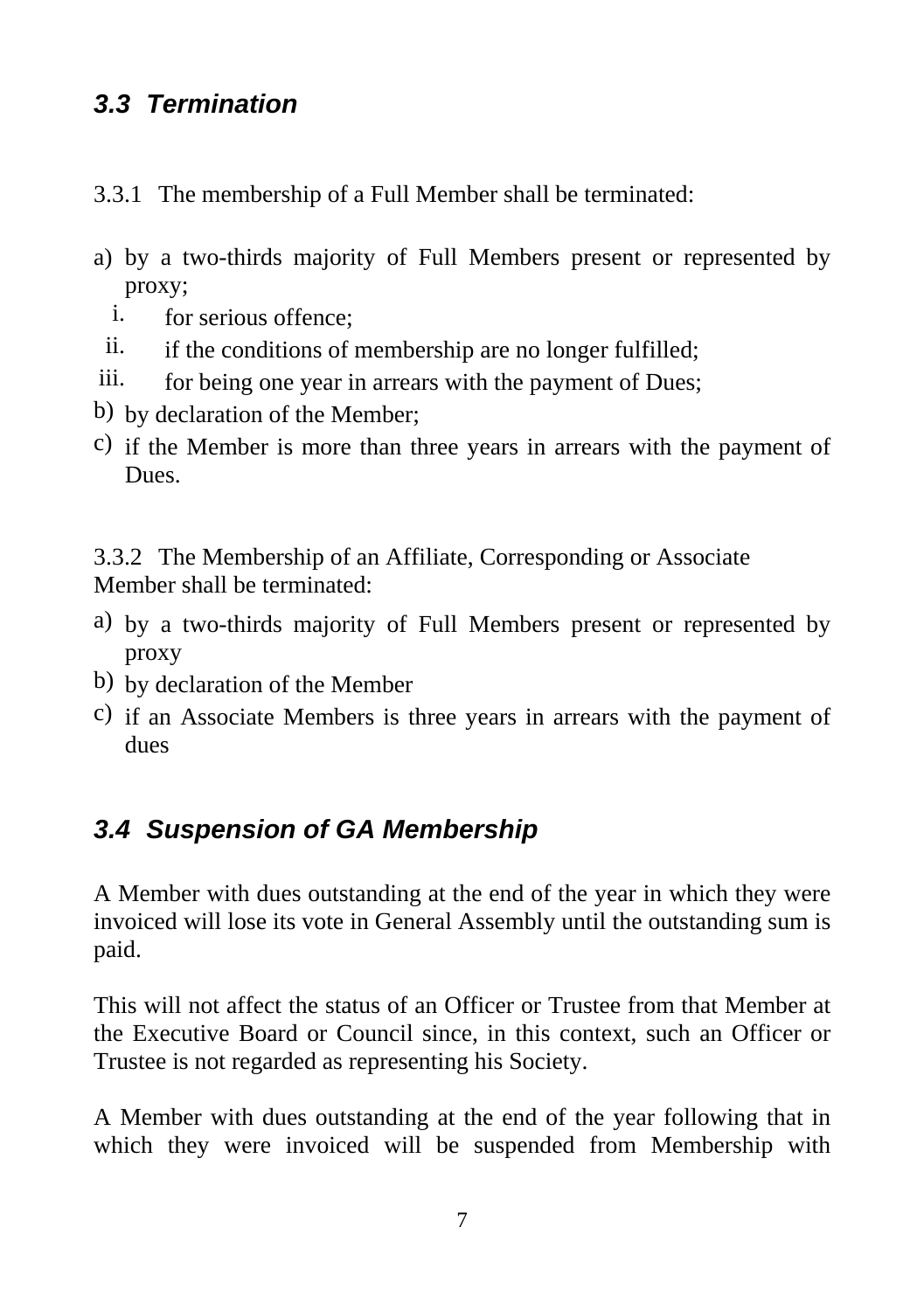### *3.3 Termination*

3.3.1 The membership of a Full Member shall be terminated:

a) by a two-thirds majority of Full Members present or represented by proxy;
   i. for serious offence;
   ii. if the conditions of membership are no longer fulfilled;
   iii. for being one year in arrears with the payment of Dues;
b) by declaration of the Member;
c) if the Member is more than three years in arrears with the payment of Dues.

3.3.2 The Membership of an Affiliate, Corresponding or Associate Member shall be terminated:

a) by a two-thirds majority of Full Members present or represented by proxy
b) by declaration of the Member
c) if an Associate Members is three years in arrears with the payment of dues

### *3.4 Suspension of GA Membership*

A Member with dues outstanding at the end of the year in which they were invoiced will lose its vote in General Assembly until the outstanding sum is paid.

This will not affect the status of an Officer or Trustee from that Member at the Executive Board or Council since, in this context, such an Officer or Trustee is not regarded as representing his Society.

A Member with dues outstanding at the end of the year following that in which they were invoiced will be suspended from Membership with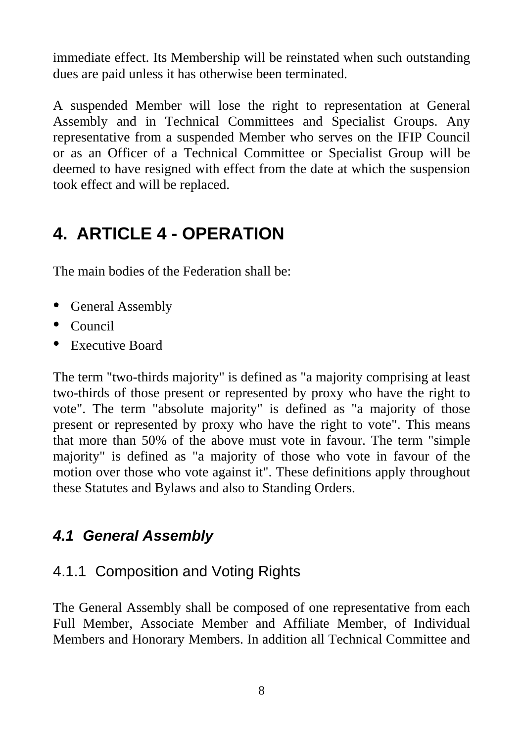immediate effect. Its Membership will be reinstated when such outstanding dues are paid unless it has otherwise been terminated.

A suspended Member will lose the right to representation at General Assembly and in Technical Committees and Specialist Groups. Any representative from a suspended Member who serves on the IFIP Council or as an Officer of a Technical Committee or Specialist Group will be deemed to have resigned with effect from the date at which the suspension took effect and will be replaced.

# 4. ARTICLE 4 - OPERATION

The main bodies of the Federation shall be:

- General Assembly
- Council
- Executive Board

The term "two-thirds majority" is defined as "a majority comprising at least two-thirds of those present or represented by proxy who have the right to vote". The term "absolute majority" is defined as "a majority of those present or represented by proxy who have the right to vote". This means that more than 50% of the above must vote in favour. The term "simple majority" is defined as "a majority of those who vote in favour of the motion over those who vote against it". These definitions apply throughout these Statutes and Bylaws and also to Standing Orders.

## *4.1 General Assembly*

### 4.1.1 Composition and Voting Rights

The General Assembly shall be composed of one representative from each Full Member, Associate Member and Affiliate Member, of Individual Members and Honorary Members. In addition all Technical Committee and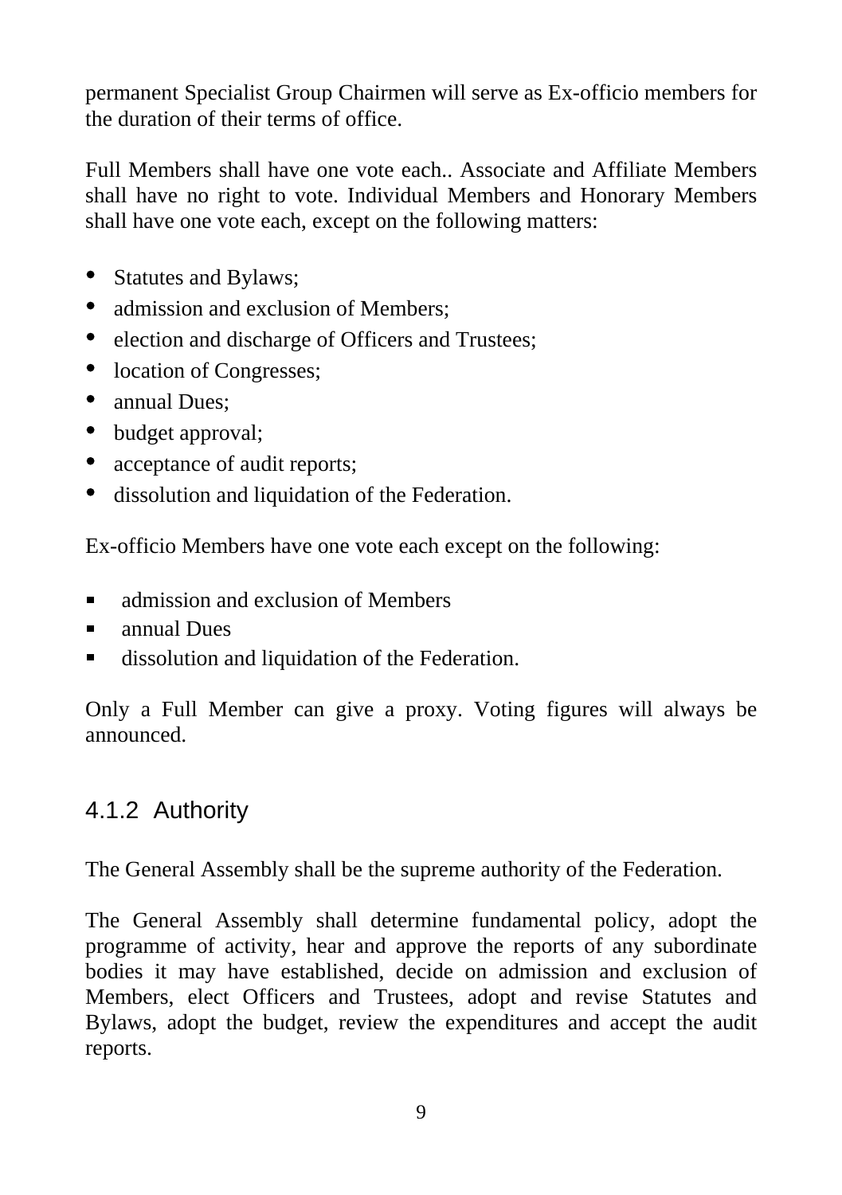permanent Specialist Group Chairmen will serve as Ex-officio members for the duration of their terms of office.

Full Members shall have one vote each.. Associate and Affiliate Members shall have no right to vote. Individual Members and Honorary Members shall have one vote each, except on the following matters:

- Statutes and Bylaws;
- admission and exclusion of Members;
- election and discharge of Officers and Trustees;
- location of Congresses;
- annual Dues;
- budget approval;
- acceptance of audit reports;
- dissolution and liquidation of the Federation.

Ex-officio Members have one vote each except on the following:

- admission and exclusion of Members
- annual Dues
- dissolution and liquidation of the Federation.

Only a Full Member can give a proxy. Voting figures will always be announced.

### 4.1.2 Authority

The General Assembly shall be the supreme authority of the Federation.

The General Assembly shall determine fundamental policy, adopt the programme of activity, hear and approve the reports of any subordinate bodies it may have established, decide on admission and exclusion of Members, elect Officers and Trustees, adopt and revise Statutes and Bylaws, adopt the budget, review the expenditures and accept the audit reports.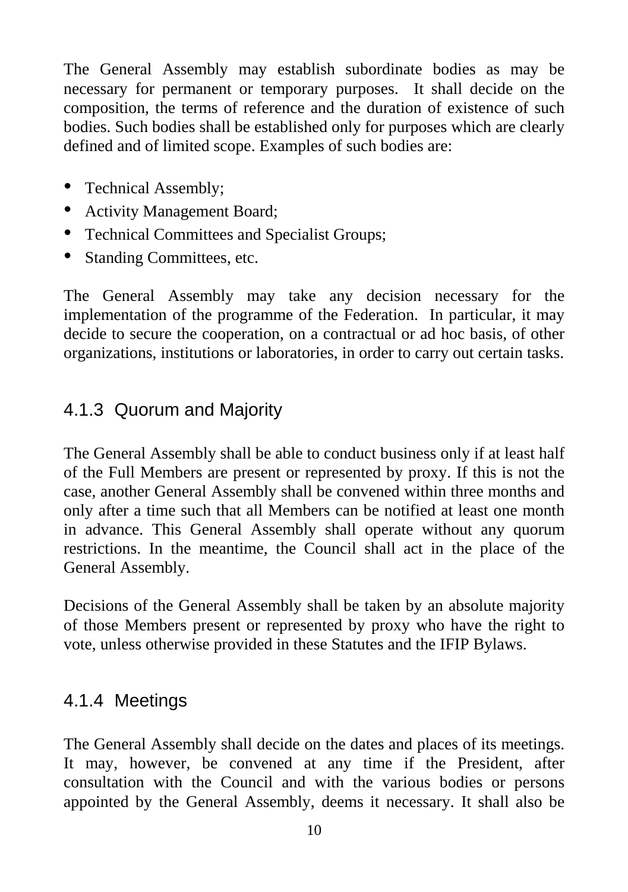The General Assembly may establish subordinate bodies as may be necessary for permanent or temporary purposes. It shall decide on the composition, the terms of reference and the duration of existence of such bodies. Such bodies shall be established only for purposes which are clearly defined and of limited scope. Examples of such bodies are:

- Technical Assembly;
- Activity Management Board;
- Technical Committees and Specialist Groups;
- Standing Committees, etc.

The General Assembly may take any decision necessary for the implementation of the programme of the Federation. In particular, it may decide to secure the cooperation, on a contractual or ad hoc basis, of other organizations, institutions or laboratories, in order to carry out certain tasks.

### 4.1.3 Quorum and Majority

The General Assembly shall be able to conduct business only if at least half of the Full Members are present or represented by proxy. If this is not the case, another General Assembly shall be convened within three months and only after a time such that all Members can be notified at least one month in advance. This General Assembly shall operate without any quorum restrictions. In the meantime, the Council shall act in the place of the General Assembly.

Decisions of the General Assembly shall be taken by an absolute majority of those Members present or represented by proxy who have the right to vote, unless otherwise provided in these Statutes and the IFIP Bylaws.

### 4.1.4 Meetings

The General Assembly shall decide on the dates and places of its meetings. It may, however, be convened at any time if the President, after consultation with the Council and with the various bodies or persons appointed by the General Assembly, deems it necessary. It shall also be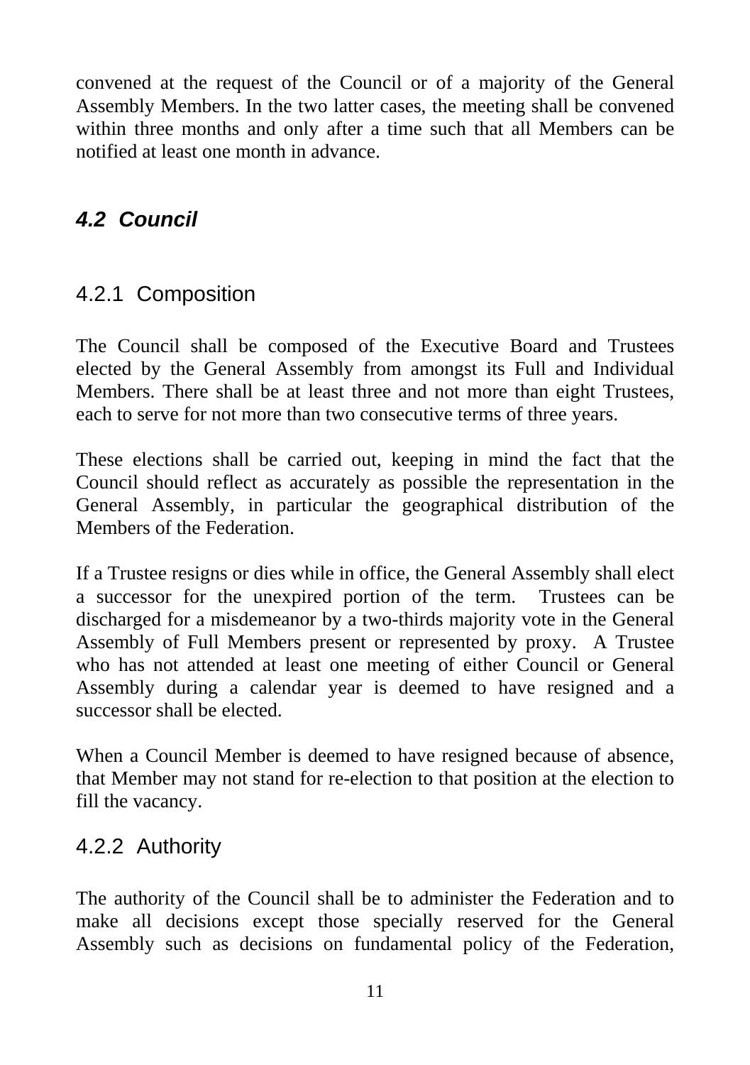convened at the request of the Council or of a majority of the General Assembly Members. In the two latter cases, the meeting shall be convened within three months and only after a time such that all Members can be notified at least one month in advance.

## *4.2 Council*

### 4.2.1 Composition

The Council shall be composed of the Executive Board and Trustees elected by the General Assembly from amongst its Full and Individual Members. There shall be at least three and not more than eight Trustees, each to serve for not more than two consecutive terms of three years.

These elections shall be carried out, keeping in mind the fact that the Council should reflect as accurately as possible the representation in the General Assembly, in particular the geographical distribution of the Members of the Federation.

If a Trustee resigns or dies while in office, the General Assembly shall elect a successor for the unexpired portion of the term. Trustees can be discharged for a misdemeanor by a two-thirds majority vote in the General Assembly of Full Members present or represented by proxy. A Trustee who has not attended at least one meeting of either Council or General Assembly during a calendar year is deemed to have resigned and a successor shall be elected.

When a Council Member is deemed to have resigned because of absence, that Member may not stand for re-election to that position at the election to fill the vacancy.

### 4.2.2 Authority

The authority of the Council shall be to administer the Federation and to make all decisions except those specially reserved for the General Assembly such as decisions on fundamental policy of the Federation,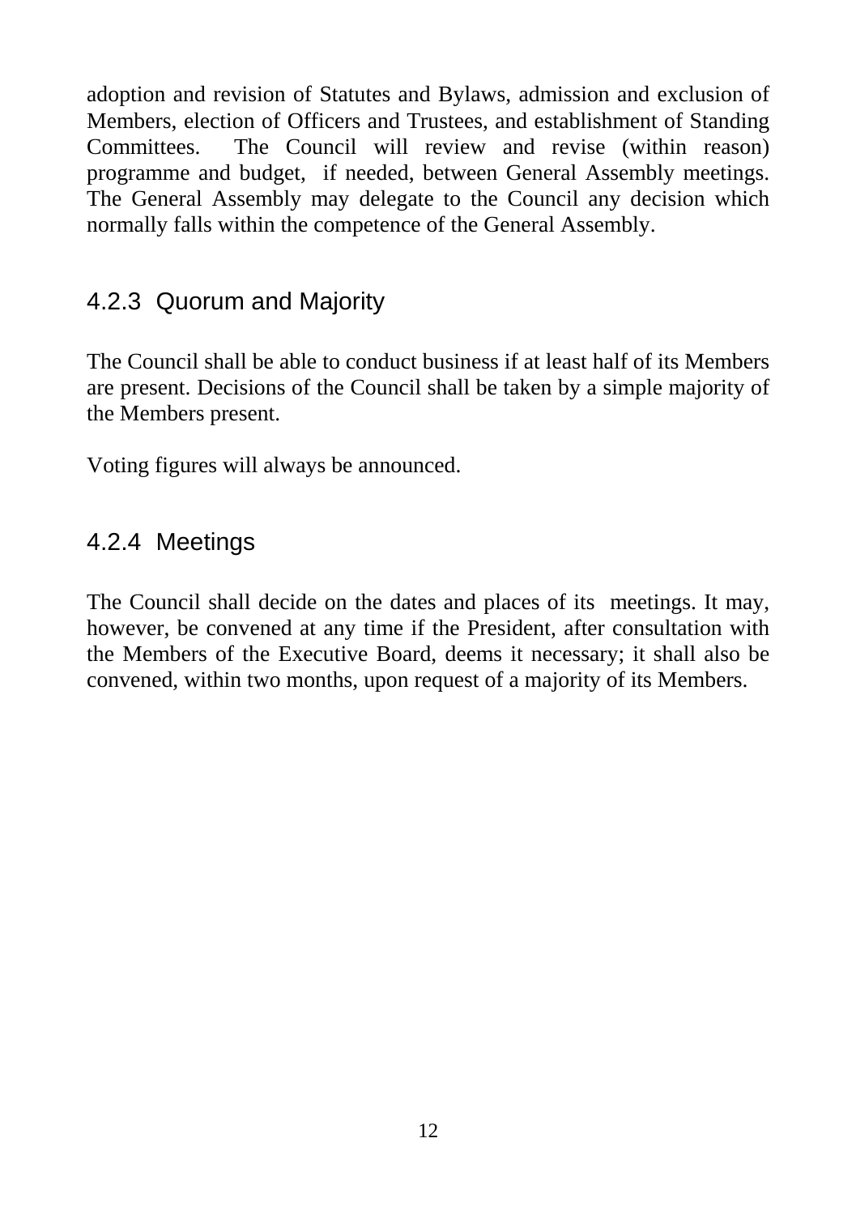adoption and revision of Statutes and Bylaws, admission and exclusion of Members, election of Officers and Trustees, and establishment of Standing Committees. The Council will review and revise (within reason) programme and budget, if needed, between General Assembly meetings. The General Assembly may delegate to the Council any decision which normally falls within the competence of the General Assembly.

### 4.2.3 Quorum and Majority

The Council shall be able to conduct business if at least half of its Members are present. Decisions of the Council shall be taken by a simple majority of the Members present.

Voting figures will always be announced.

### 4.2.4 Meetings

The Council shall decide on the dates and places of its meetings. It may, however, be convened at any time if the President, after consultation with the Members of the Executive Board, deems it necessary; it shall also be convened, within two months, upon request of a majority of its Members.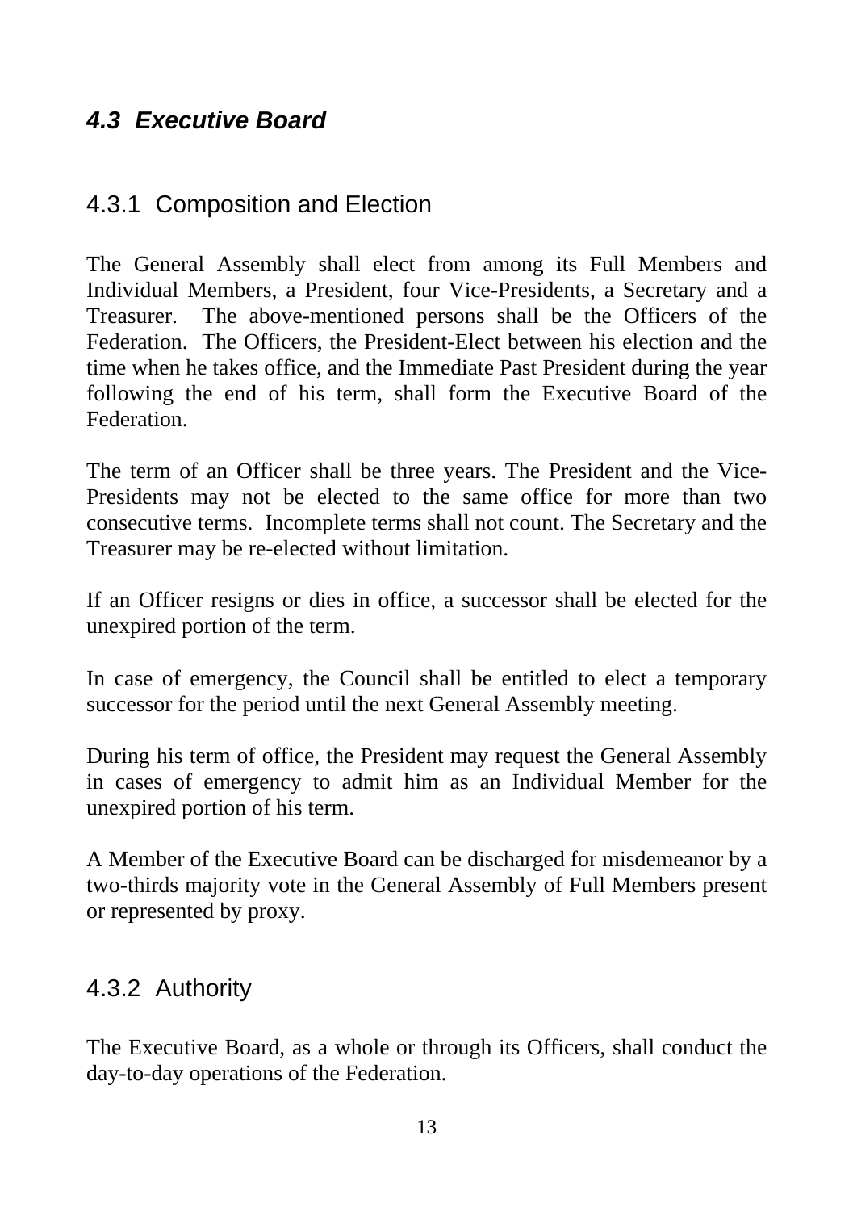## *4.3 Executive Board*

### 4.3.1 Composition and Election

The General Assembly shall elect from among its Full Members and Individual Members, a President, four Vice-Presidents, a Secretary and a Treasurer. The above-mentioned persons shall be the Officers of the Federation. The Officers, the President-Elect between his election and the time when he takes office, and the Immediate Past President during the year following the end of his term, shall form the Executive Board of the Federation.

The term of an Officer shall be three years. The President and the Vice-Presidents may not be elected to the same office for more than two consecutive terms. Incomplete terms shall not count. The Secretary and the Treasurer may be re-elected without limitation.

If an Officer resigns or dies in office, a successor shall be elected for the unexpired portion of the term.

In case of emergency, the Council shall be entitled to elect a temporary successor for the period until the next General Assembly meeting.

During his term of office, the President may request the General Assembly in cases of emergency to admit him as an Individual Member for the unexpired portion of his term.

A Member of the Executive Board can be discharged for misdemeanor by a two-thirds majority vote in the General Assembly of Full Members present or represented by proxy.

### 4.3.2 Authority

The Executive Board, as a whole or through its Officers, shall conduct the day-to-day operations of the Federation.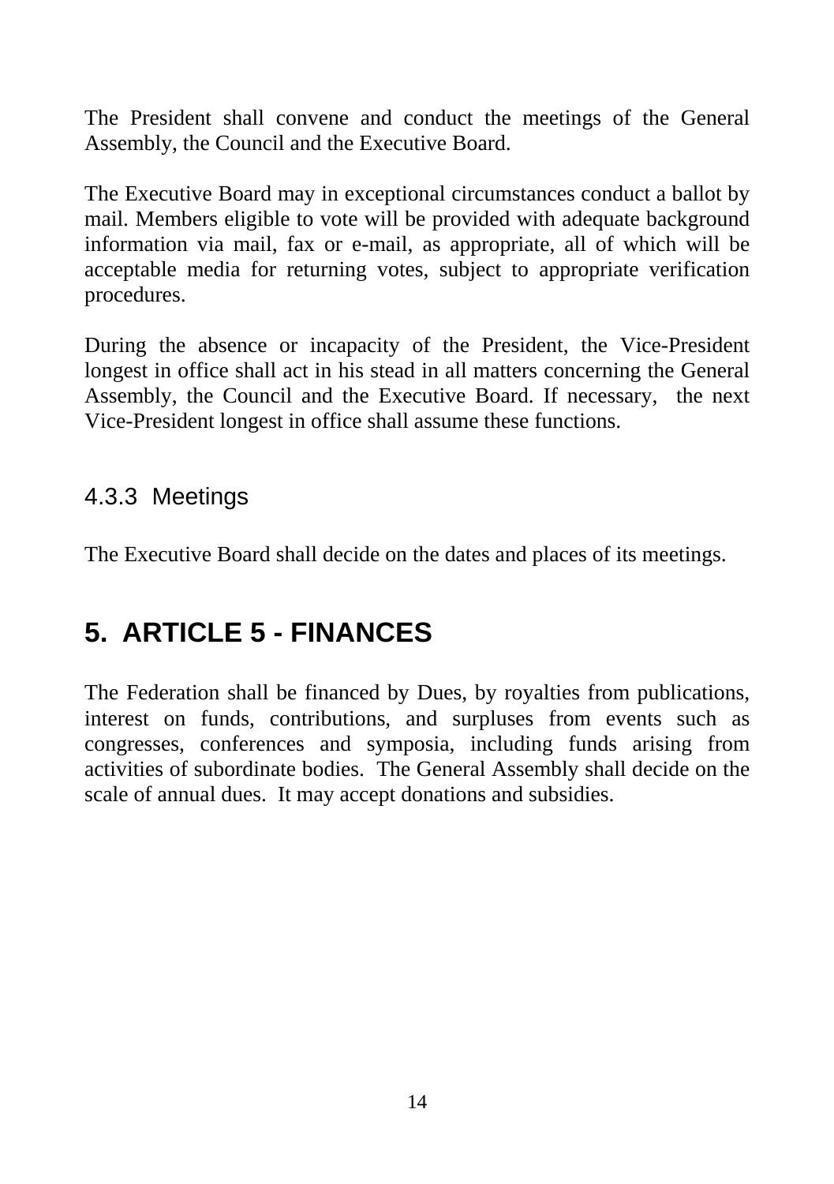The President shall convene and conduct the meetings of the General Assembly, the Council and the Executive Board.

The Executive Board may in exceptional circumstances conduct a ballot by mail. Members eligible to vote will be provided with adequate background information via mail, fax or e-mail, as appropriate, all of which will be acceptable media for returning votes, subject to appropriate verification procedures.

During the absence or incapacity of the President, the Vice-President longest in office shall act in his stead in all matters concerning the General Assembly, the Council and the Executive Board. If necessary, the next Vice-President longest in office shall assume these functions.

### 4.3.3 Meetings

The Executive Board shall decide on the dates and places of its meetings.

## 5. ARTICLE 5 - FINANCES

The Federation shall be financed by Dues, by royalties from publications, interest on funds, contributions, and surpluses from events such as congresses, conferences and symposia, including funds arising from activities of subordinate bodies. The General Assembly shall decide on the scale of annual dues. It may accept donations and subsidies.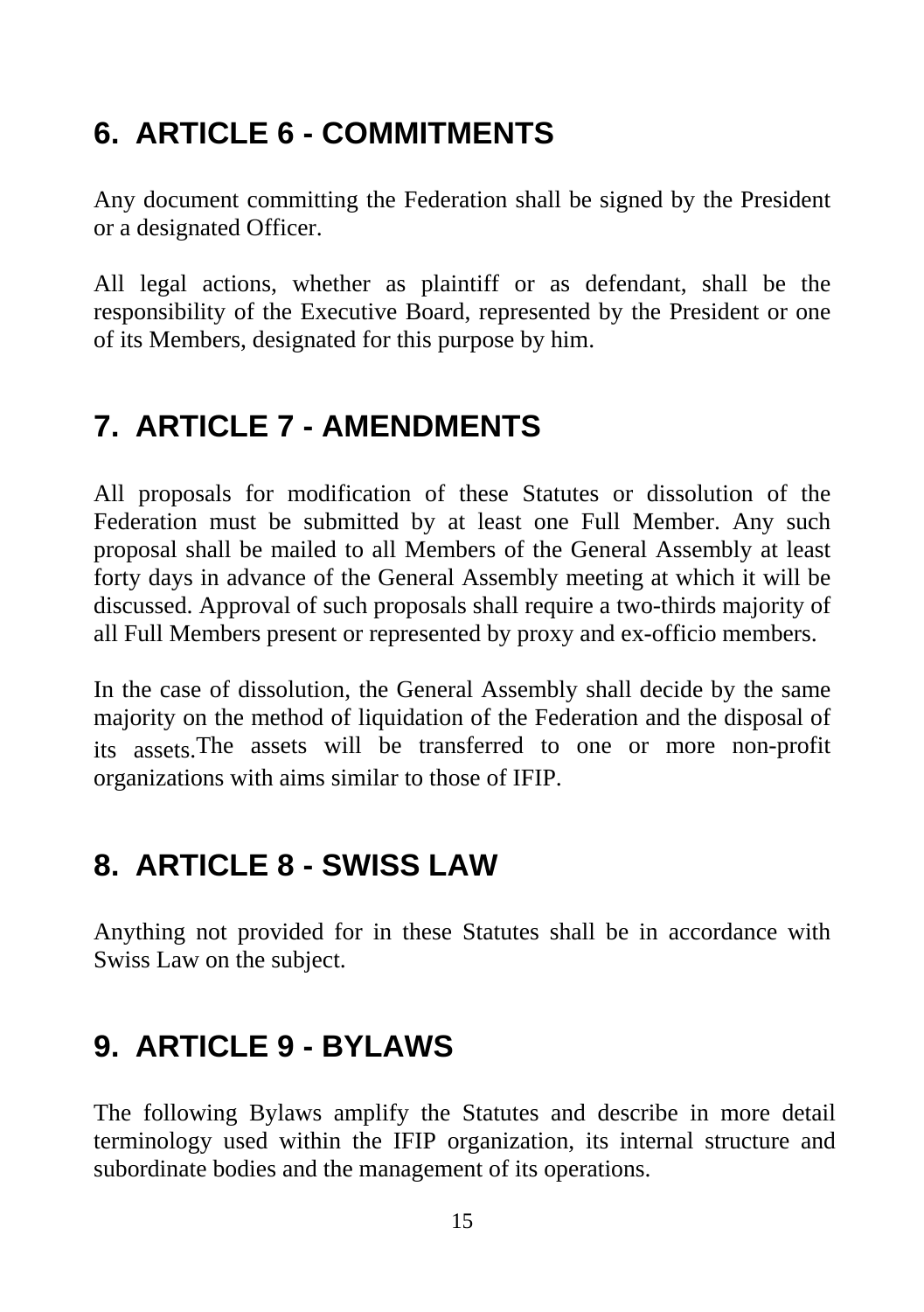## 6. ARTICLE 6 - COMMITMENTS

Any document committing the Federation shall be signed by the President or a designated Officer.

All legal actions, whether as plaintiff or as defendant, shall be the responsibility of the Executive Board, represented by the President or one of its Members, designated for this purpose by him.

## 7. ARTICLE 7 - AMENDMENTS

All proposals for modification of these Statutes or dissolution of the Federation must be submitted by at least one Full Member. Any such proposal shall be mailed to all Members of the General Assembly at least forty days in advance of the General Assembly meeting at which it will be discussed. Approval of such proposals shall require a two-thirds majority of all Full Members present or represented by proxy and ex-officio members.

In the case of dissolution, the General Assembly shall decide by the same majority on the method of liquidation of the Federation and the disposal of its assets. The assets will be transferred to one or more non-profit organizations with aims similar to those of IFIP.

## 8. ARTICLE 8 - SWISS LAW

Anything not provided for in these Statutes shall be in accordance with Swiss Law on the subject.

## 9. ARTICLE 9 - BYLAWS

The following Bylaws amplify the Statutes and describe in more detail terminology used within the IFIP organization, its internal structure and subordinate bodies and the management of its operations.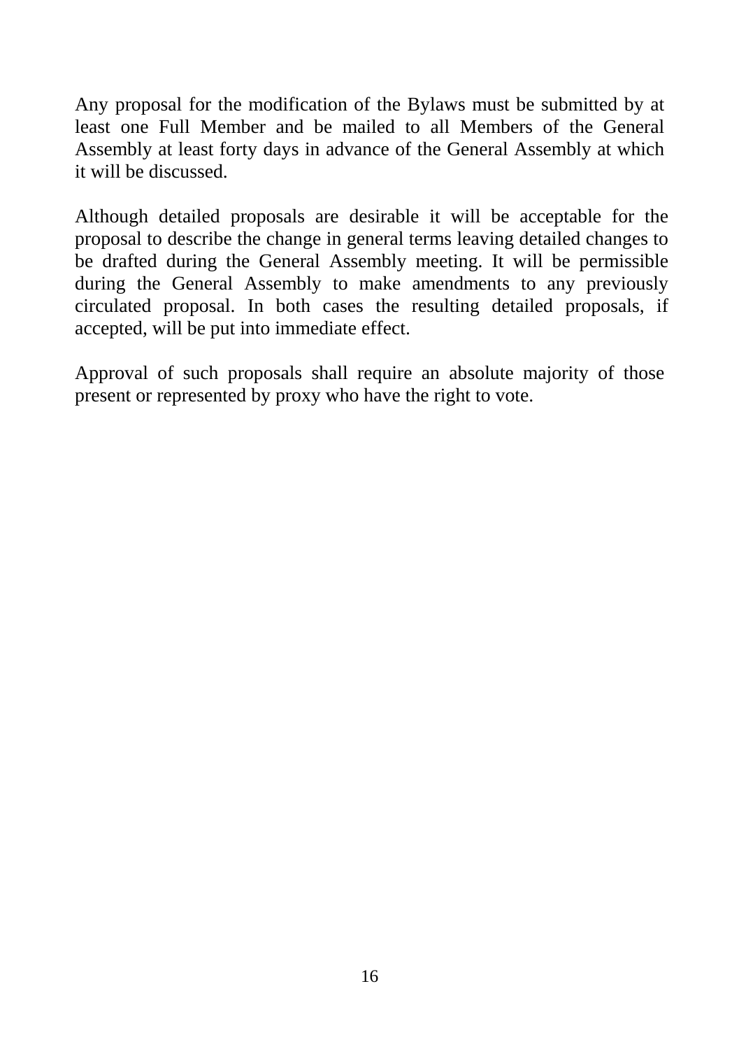Any proposal for the modification of the Bylaws must be submitted by at least one Full Member and be mailed to all Members of the General Assembly at least forty days in advance of the General Assembly at which it will be discussed.

Although detailed proposals are desirable it will be acceptable for the proposal to describe the change in general terms leaving detailed changes to be drafted during the General Assembly meeting. It will be permissible during the General Assembly to make amendments to any previously circulated proposal. In both cases the resulting detailed proposals, if accepted, will be put into immediate effect.

Approval of such proposals shall require an absolute majority of those present or represented by proxy who have the right to vote.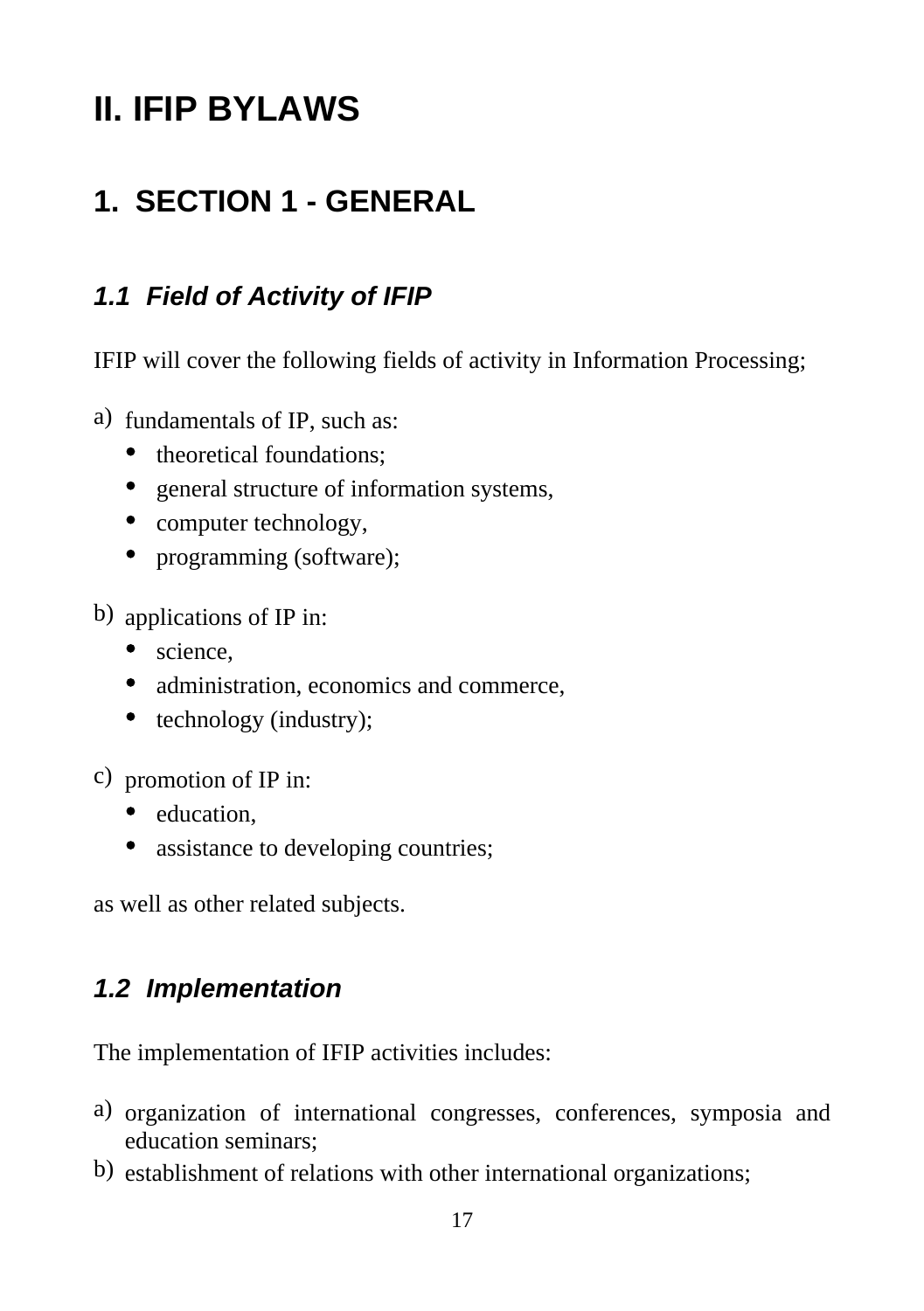# II. IFIP BYLAWS

## 1. SECTION 1 - GENERAL

### *1.1 Field of Activity of IFIP*

IFIP will cover the following fields of activity in Information Processing;

a) fundamentals of IP, such as:
   - theoretical foundations;
   - general structure of information systems,
   - computer technology,
   - programming (software);

b) applications of IP in:
   - science,
   - administration, economics and commerce,
   - technology (industry);

c) promotion of IP in:
   - education,
   - assistance to developing countries;

as well as other related subjects.

### *1.2 Implementation*

The implementation of IFIP activities includes:

a) organization of international congresses, conferences, symposia and education seminars;

b) establishment of relations with other international organizations;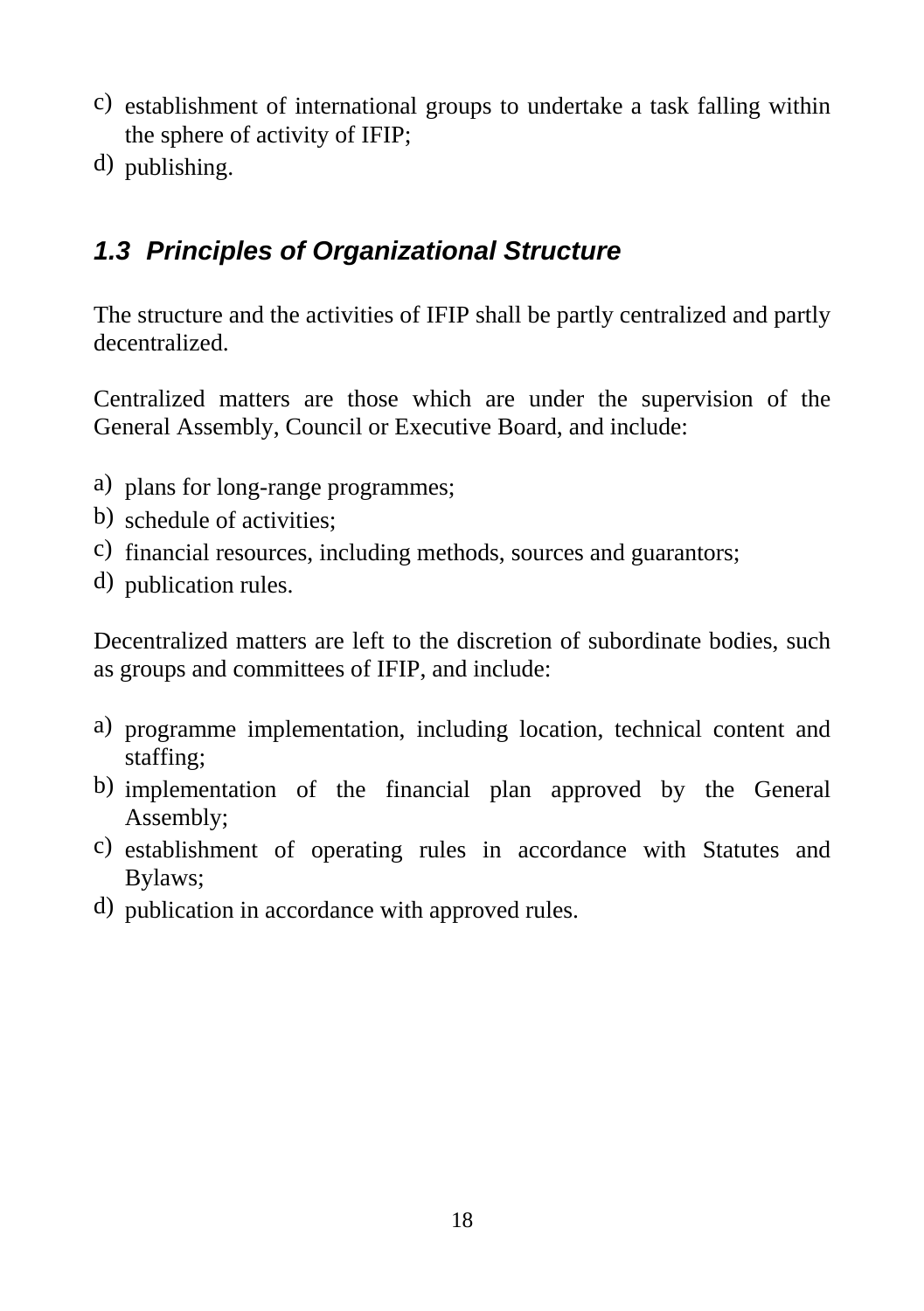c) establishment of international groups to undertake a task falling within the sphere of activity of IFIP;
d) publishing.

### *1.3 Principles of Organizational Structure*

The structure and the activities of IFIP shall be partly centralized and partly decentralized.

Centralized matters are those which are under the supervision of the General Assembly, Council or Executive Board, and include:

a) plans for long-range programmes;
b) schedule of activities;
c) financial resources, including methods, sources and guarantors;
d) publication rules.

Decentralized matters are left to the discretion of subordinate bodies, such as groups and committees of IFIP, and include:

a) programme implementation, including location, technical content and staffing;
b) implementation of the financial plan approved by the General Assembly;
c) establishment of operating rules in accordance with Statutes and Bylaws;
d) publication in accordance with approved rules.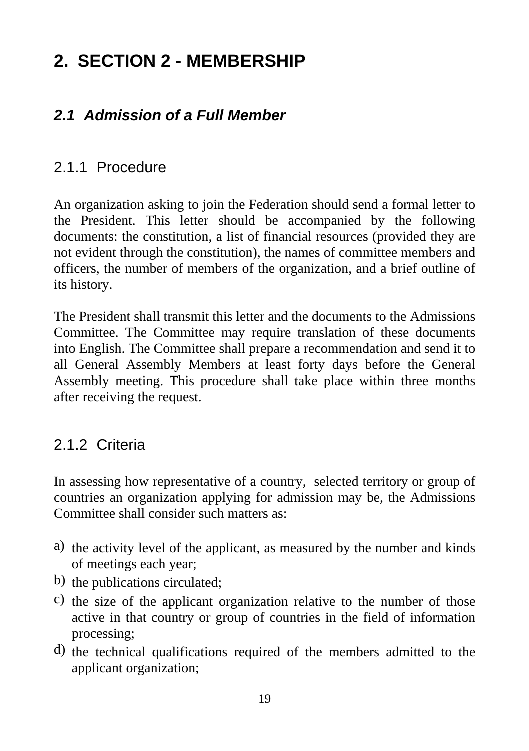# 2. SECTION 2 - MEMBERSHIP

## *2.1 Admission of a Full Member*

### 2.1.1 Procedure

An organization asking to join the Federation should send a formal letter to the President. This letter should be accompanied by the following documents: the constitution, a list of financial resources (provided they are not evident through the constitution), the names of committee members and officers, the number of members of the organization, and a brief outline of its history.

The President shall transmit this letter and the documents to the Admissions Committee. The Committee may require translation of these documents into English. The Committee shall prepare a recommendation and send it to all General Assembly Members at least forty days before the General Assembly meeting. This procedure shall take place within three months after receiving the request.

### 2.1.2 Criteria

In assessing how representative of a country, selected territory or group of countries an organization applying for admission may be, the Admissions Committee shall consider such matters as:

a) the activity level of the applicant, as measured by the number and kinds of meetings each year;

b) the publications circulated;

c) the size of the applicant organization relative to the number of those active in that country or group of countries in the field of information processing;

d) the technical qualifications required of the members admitted to the applicant organization;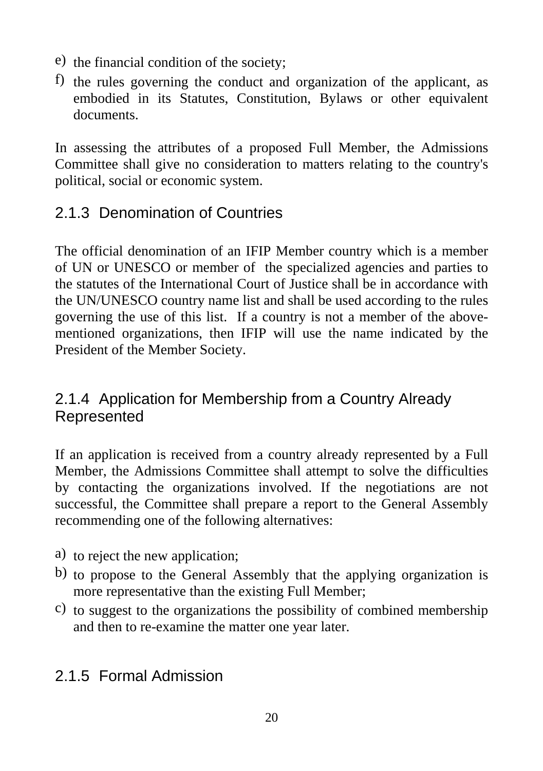e) the financial condition of the society;
f) the rules governing the conduct and organization of the applicant, as embodied in its Statutes, Constitution, Bylaws or other equivalent documents.

In assessing the attributes of a proposed Full Member, the Admissions Committee shall give no consideration to matters relating to the country's political, social or economic system.

### 2.1.3 Denomination of Countries

The official denomination of an IFIP Member country which is a member of UN or UNESCO or member of the specialized agencies and parties to the statutes of the International Court of Justice shall be in accordance with the UN/UNESCO country name list and shall be used according to the rules governing the use of this list. If a country is not a member of the above-mentioned organizations, then IFIP will use the name indicated by the President of the Member Society.

### 2.1.4 Application for Membership from a Country Already Represented

If an application is received from a country already represented by a Full Member, the Admissions Committee shall attempt to solve the difficulties by contacting the organizations involved. If the negotiations are not successful, the Committee shall prepare a report to the General Assembly recommending one of the following alternatives:

a) to reject the new application;
b) to propose to the General Assembly that the applying organization is more representative than the existing Full Member;
c) to suggest to the organizations the possibility of combined membership and then to re-examine the matter one year later.

### 2.1.5 Formal Admission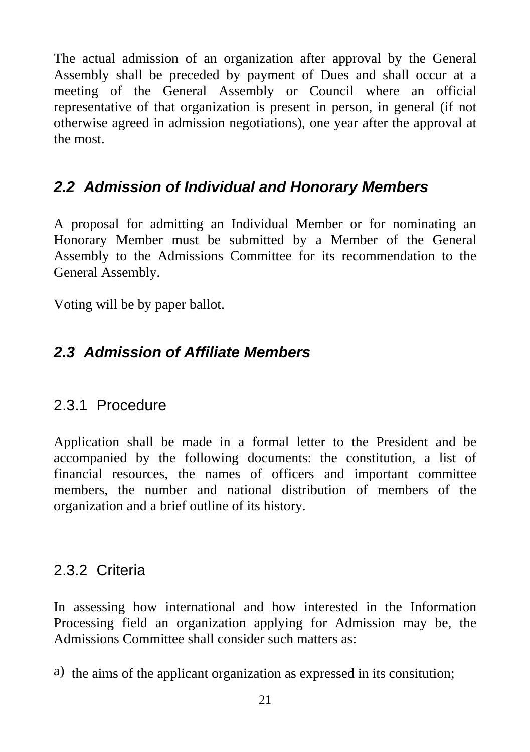The actual admission of an organization after approval by the General Assembly shall be preceded by payment of Dues and shall occur at a meeting of the General Assembly or Council where an official representative of that organization is present in person, in general (if not otherwise agreed in admission negotiations), one year after the approval at the most.

## *2.2 Admission of Individual and Honorary Members*

A proposal for admitting an Individual Member or for nominating an Honorary Member must be submitted by a Member of the General Assembly to the Admissions Committee for its recommendation to the General Assembly.

Voting will be by paper ballot.

## *2.3 Admission of Affiliate Members*

### 2.3.1 Procedure

Application shall be made in a formal letter to the President and be accompanied by the following documents: the constitution, a list of financial resources, the names of officers and important committee members, the number and national distribution of members of the organization and a brief outline of its history.

### 2.3.2 Criteria

In assessing how international and how interested in the Information Processing field an organization applying for Admission may be, the Admissions Committee shall consider such matters as:

a) the aims of the applicant organization as expressed in its consitution;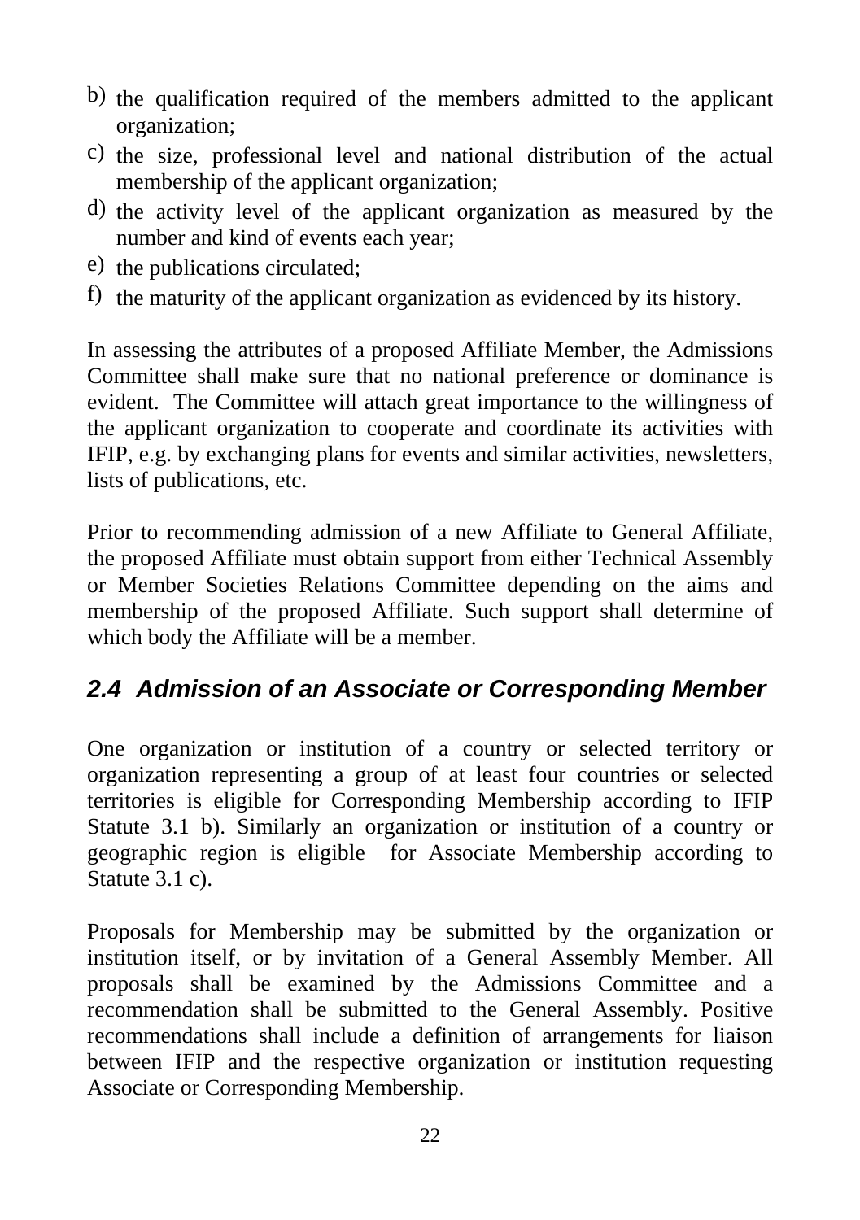b) the qualification required of the members admitted to the applicant organization;
c) the size, professional level and national distribution of the actual membership of the applicant organization;
d) the activity level of the applicant organization as measured by the number and kind of events each year;
e) the publications circulated;
f) the maturity of the applicant organization as evidenced by its history.

In assessing the attributes of a proposed Affiliate Member, the Admissions Committee shall make sure that no national preference or dominance is evident. The Committee will attach great importance to the willingness of the applicant organization to cooperate and coordinate its activities with IFIP, e.g. by exchanging plans for events and similar activities, newsletters, lists of publications, etc.

Prior to recommending admission of a new Affiliate to General Affiliate, the proposed Affiliate must obtain support from either Technical Assembly or Member Societies Relations Committee depending on the aims and membership of the proposed Affiliate. Such support shall determine of which body the Affiliate will be a member.

### *2.4 Admission of an Associate or Corresponding Member*

One organization or institution of a country or selected territory or organization representing a group of at least four countries or selected territories is eligible for Corresponding Membership according to IFIP Statute 3.1 b). Similarly an organization or institution of a country or geographic region is eligible for Associate Membership according to Statute 3.1 c).

Proposals for Membership may be submitted by the organization or institution itself, or by invitation of a General Assembly Member. All proposals shall be examined by the Admissions Committee and a recommendation shall be submitted to the General Assembly. Positive recommendations shall include a definition of arrangements for liaison between IFIP and the respective organization or institution requesting Associate or Corresponding Membership.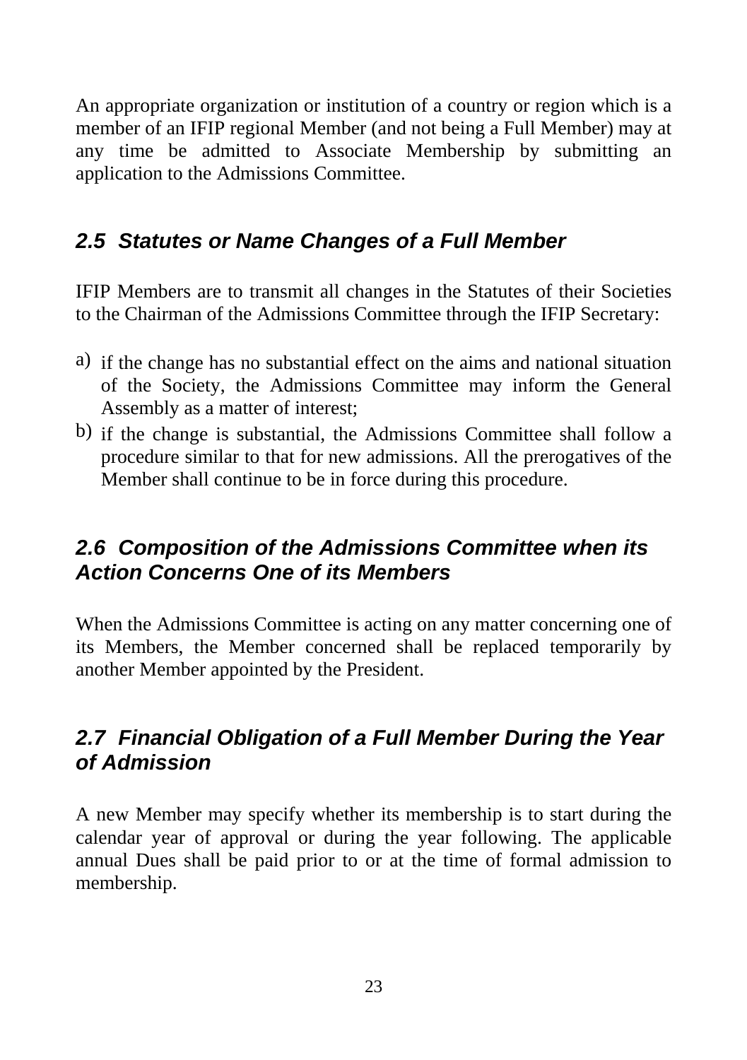An appropriate organization or institution of a country or region which is a member of an IFIP regional Member (and not being a Full Member) may at any time be admitted to Associate Membership by submitting an application to the Admissions Committee.

### *2.5 Statutes or Name Changes of a Full Member*

IFIP Members are to transmit all changes in the Statutes of their Societies to the Chairman of the Admissions Committee through the IFIP Secretary:

a) if the change has no substantial effect on the aims and national situation of the Society, the Admissions Committee may inform the General Assembly as a matter of interest;

b) if the change is substantial, the Admissions Committee shall follow a procedure similar to that for new admissions. All the prerogatives of the Member shall continue to be in force during this procedure.

### *2.6 Composition of the Admissions Committee when its Action Concerns One of its Members*

When the Admissions Committee is acting on any matter concerning one of its Members, the Member concerned shall be replaced temporarily by another Member appointed by the President.

### *2.7 Financial Obligation of a Full Member During the Year of Admission*

A new Member may specify whether its membership is to start during the calendar year of approval or during the year following. The applicable annual Dues shall be paid prior to or at the time of formal admission to membership.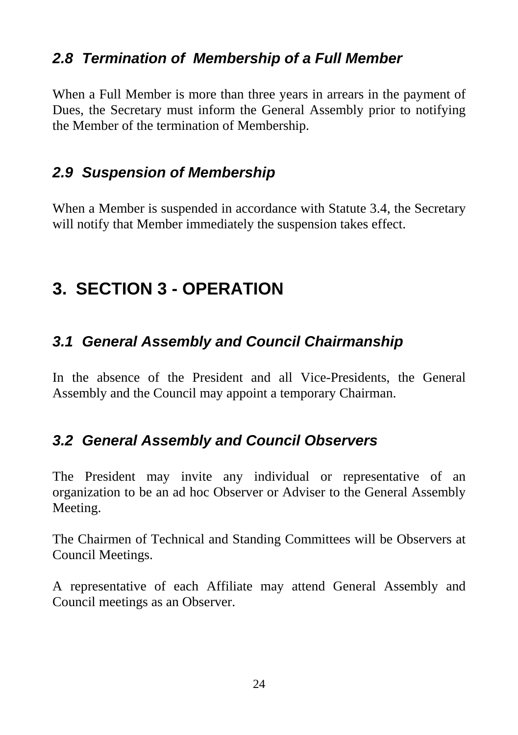### *2.8 Termination of Membership of a Full Member*

When a Full Member is more than three years in arrears in the payment of Dues, the Secretary must inform the General Assembly prior to notifying the Member of the termination of Membership.

### *2.9 Suspension of Membership*

When a Member is suspended in accordance with Statute 3.4, the Secretary will notify that Member immediately the suspension takes effect.

## 3. SECTION 3 - OPERATION

### *3.1 General Assembly and Council Chairmanship*

In the absence of the President and all Vice-Presidents, the General Assembly and the Council may appoint a temporary Chairman.

### *3.2 General Assembly and Council Observers*

The President may invite any individual or representative of an organization to be an ad hoc Observer or Adviser to the General Assembly Meeting.

The Chairmen of Technical and Standing Committees will be Observers at Council Meetings.

A representative of each Affiliate may attend General Assembly and Council meetings as an Observer.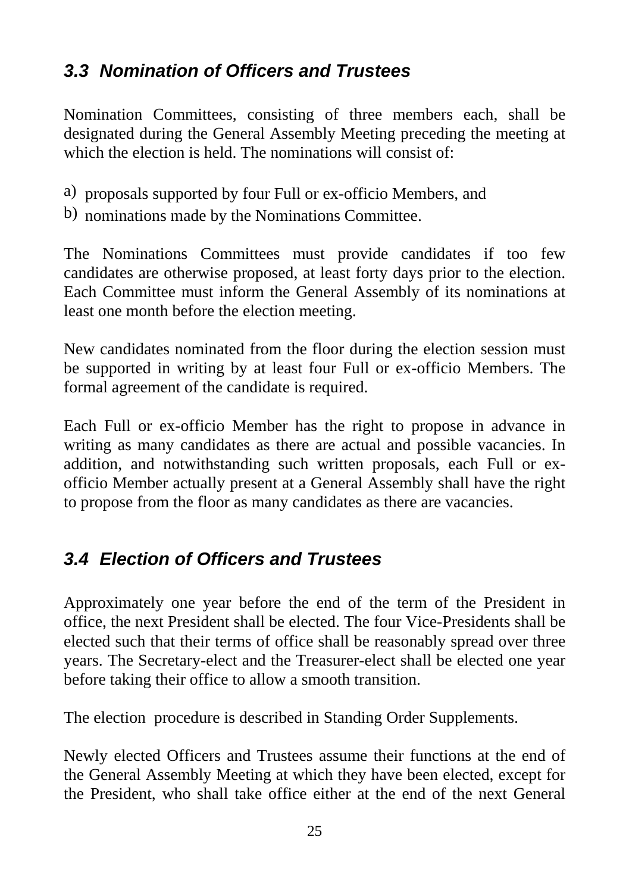### *3.3 Nomination of Officers and Trustees*

Nomination Committees, consisting of three members each, shall be designated during the General Assembly Meeting preceding the meeting at which the election is held. The nominations will consist of:

a) proposals supported by four Full or ex-officio Members, and
b) nominations made by the Nominations Committee.

The Nominations Committees must provide candidates if too few candidates are otherwise proposed, at least forty days prior to the election. Each Committee must inform the General Assembly of its nominations at least one month before the election meeting.

New candidates nominated from the floor during the election session must be supported in writing by at least four Full or ex-officio Members. The formal agreement of the candidate is required.

Each Full or ex-officio Member has the right to propose in advance in writing as many candidates as there are actual and possible vacancies. In addition, and notwithstanding such written proposals, each Full or ex-officio Member actually present at a General Assembly shall have the right to propose from the floor as many candidates as there are vacancies.

### *3.4 Election of Officers and Trustees*

Approximately one year before the end of the term of the President in office, the next President shall be elected. The four Vice-Presidents shall be elected such that their terms of office shall be reasonably spread over three years. The Secretary-elect and the Treasurer-elect shall be elected one year before taking their office to allow a smooth transition.

The election procedure is described in Standing Order Supplements.

Newly elected Officers and Trustees assume their functions at the end of the General Assembly Meeting at which they have been elected, except for the President, who shall take office either at the end of the next General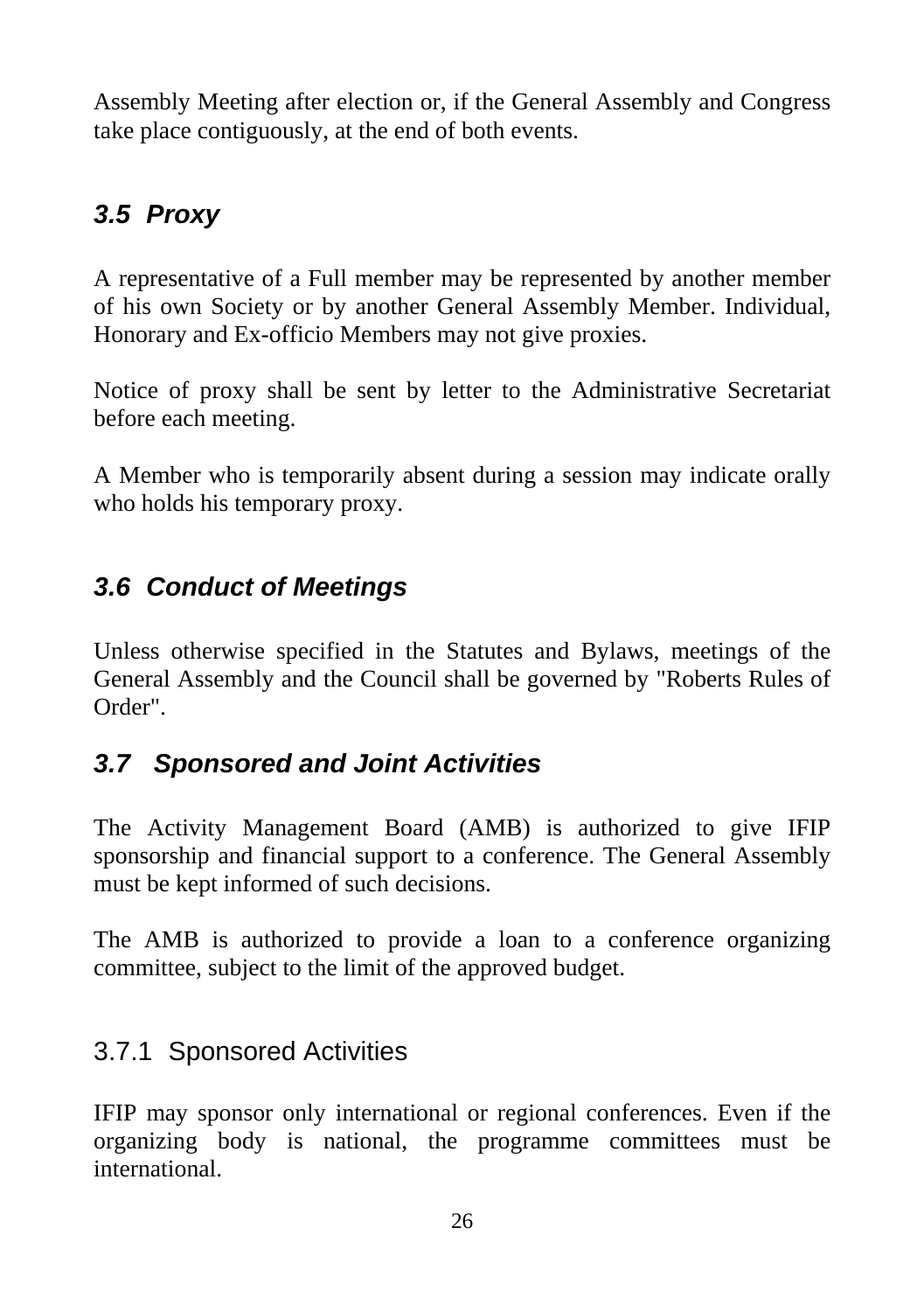Assembly Meeting after election or, if the General Assembly and Congress take place contiguously, at the end of both events.

### *3.5 Proxy*

A representative of a Full member may be represented by another member of his own Society or by another General Assembly Member. Individual, Honorary and Ex-officio Members may not give proxies.

Notice of proxy shall be sent by letter to the Administrative Secretariat before each meeting.

A Member who is temporarily absent during a session may indicate orally who holds his temporary proxy.

### *3.6 Conduct of Meetings*

Unless otherwise specified in the Statutes and Bylaws, meetings of the General Assembly and the Council shall be governed by "Roberts Rules of Order".

### *3.7 Sponsored and Joint Activities*

The Activity Management Board (AMB) is authorized to give IFIP sponsorship and financial support to a conference. The General Assembly must be kept informed of such decisions.

The AMB is authorized to provide a loan to a conference organizing committee, subject to the limit of the approved budget.

#### 3.7.1 Sponsored Activities

IFIP may sponsor only international or regional conferences. Even if the organizing body is national, the programme committees must be international.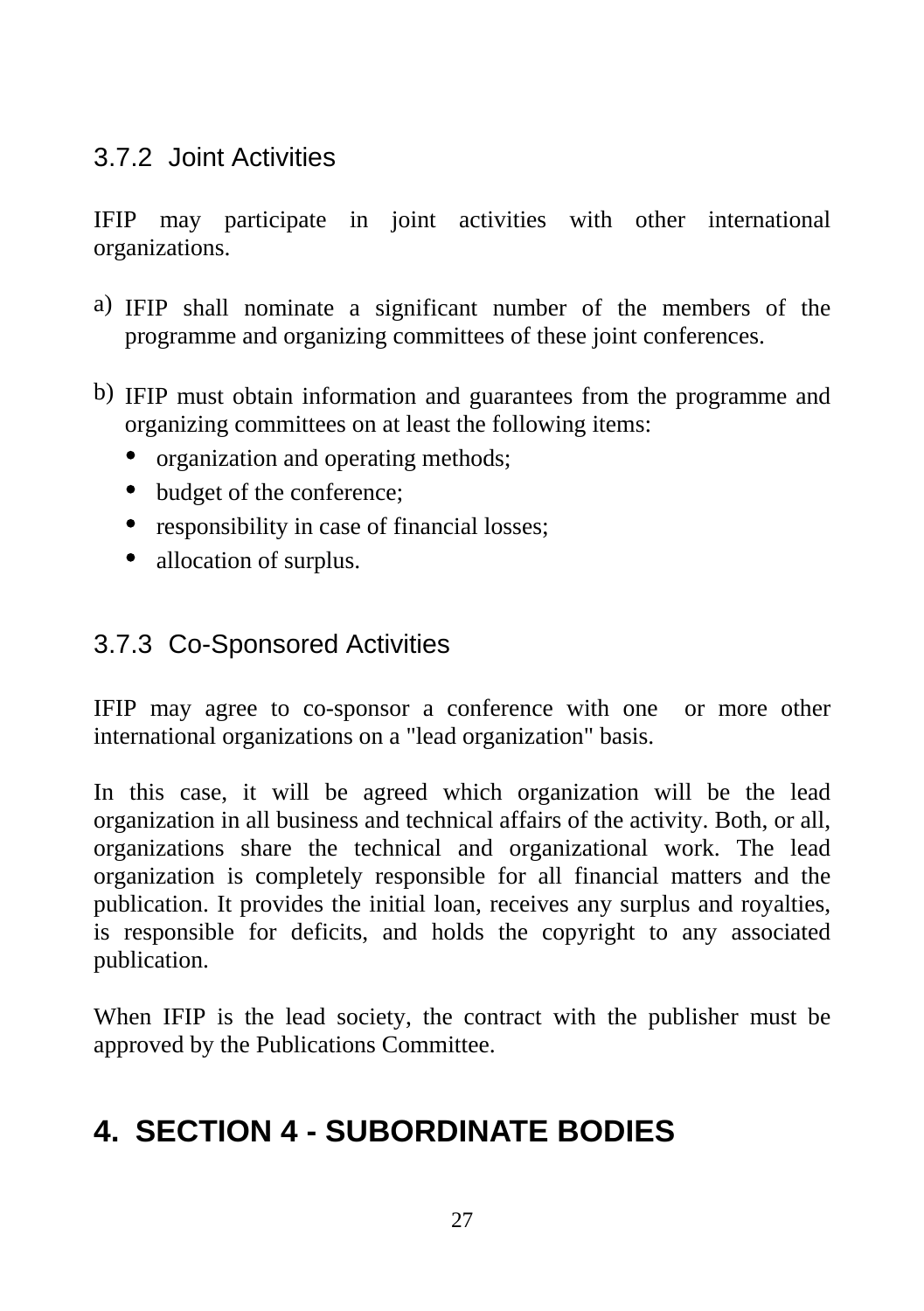### 3.7.2 Joint Activities

IFIP may participate in joint activities with other international organizations.

a) IFIP shall nominate a significant number of the members of the programme and organizing committees of these joint conferences.

b) IFIP must obtain information and guarantees from the programme and organizing committees on at least the following items:
   - organization and operating methods;
   - budget of the conference;
   - responsibility in case of financial losses;
   - allocation of surplus.

### 3.7.3 Co-Sponsored Activities

IFIP may agree to co-sponsor a conference with one or more other international organizations on a "lead organization" basis.

In this case, it will be agreed which organization will be the lead organization in all business and technical affairs of the activity. Both, or all, organizations share the technical and organizational work. The lead organization is completely responsible for all financial matters and the publication. It provides the initial loan, receives any surplus and royalties, is responsible for deficits, and holds the copyright to any associated publication.

When IFIP is the lead society, the contract with the publisher must be approved by the Publications Committee.

# 4. SECTION 4 - SUBORDINATE BODIES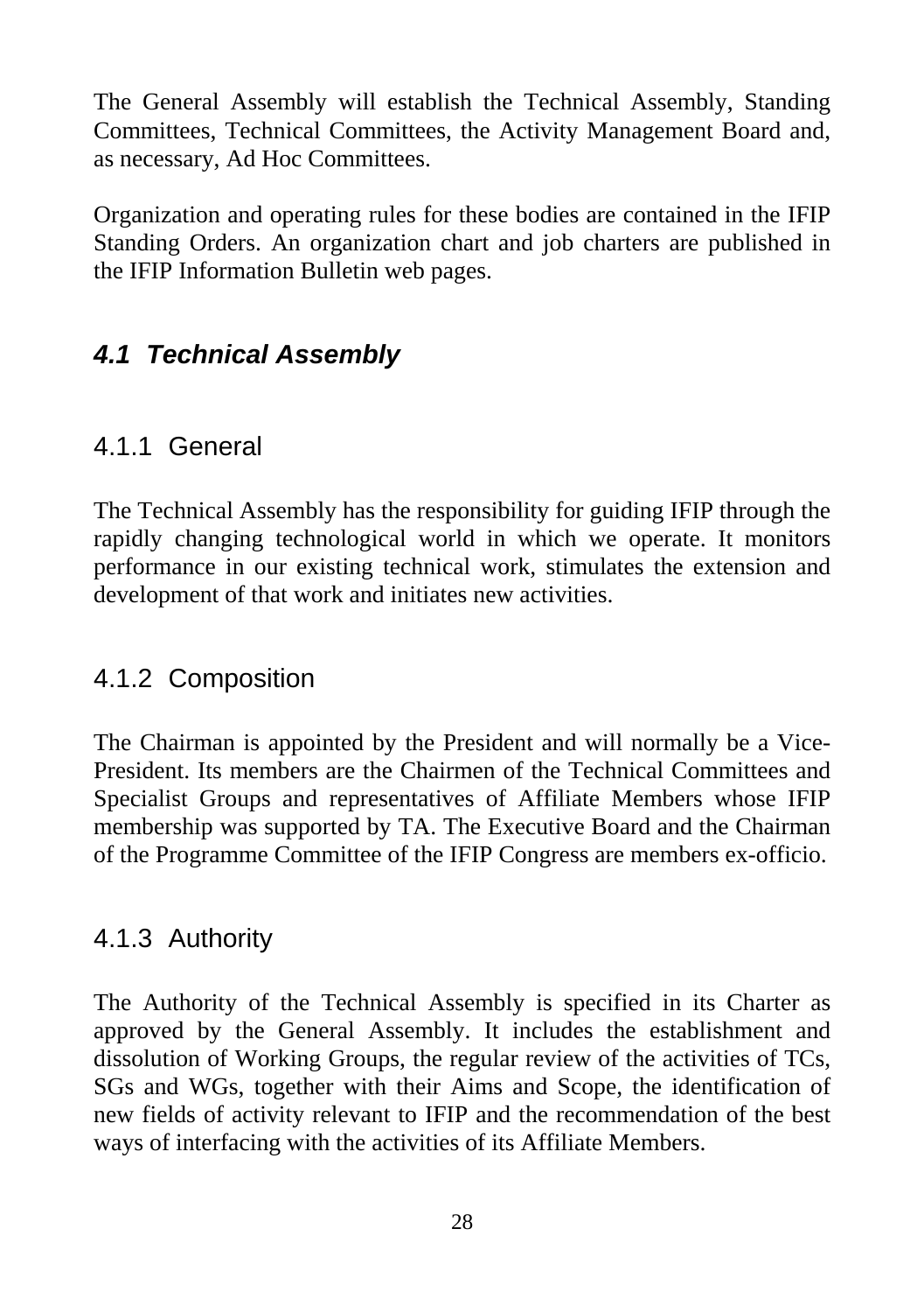The General Assembly will establish the Technical Assembly, Standing Committees, Technical Committees, the Activity Management Board and, as necessary, Ad Hoc Committees.

Organization and operating rules for these bodies are contained in the IFIP Standing Orders. An organization chart and job charters are published in the IFIP Information Bulletin web pages.

## *4.1 Technical Assembly*

### 4.1.1 General

The Technical Assembly has the responsibility for guiding IFIP through the rapidly changing technological world in which we operate. It monitors performance in our existing technical work, stimulates the extension and development of that work and initiates new activities.

### 4.1.2 Composition

The Chairman is appointed by the President and will normally be a Vice-President. Its members are the Chairmen of the Technical Committees and Specialist Groups and representatives of Affiliate Members whose IFIP membership was supported by TA. The Executive Board and the Chairman of the Programme Committee of the IFIP Congress are members ex-officio.

### 4.1.3 Authority

The Authority of the Technical Assembly is specified in its Charter as approved by the General Assembly. It includes the establishment and dissolution of Working Groups, the regular review of the activities of TCs, SGs and WGs, together with their Aims and Scope, the identification of new fields of activity relevant to IFIP and the recommendation of the best ways of interfacing with the activities of its Affiliate Members.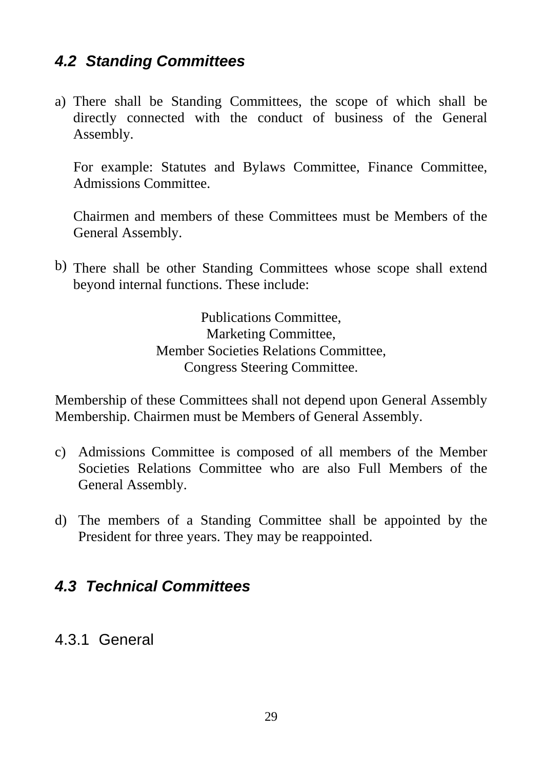### *4.2 Standing Committees*

a) There shall be Standing Committees, the scope of which shall be directly connected with the conduct of business of the General Assembly.

   For example: Statutes and Bylaws Committee, Finance Committee, Admissions Committee.

   Chairmen and members of these Committees must be Members of the General Assembly.

b) There shall be other Standing Committees whose scope shall extend beyond internal functions. These include:

   Publications Committee,  
   Marketing Committee,  
   Member Societies Relations Committee,  
   Congress Steering Committee.

Membership of these Committees shall not depend upon General Assembly Membership. Chairmen must be Members of General Assembly.

c) Admissions Committee is composed of all members of the Member Societies Relations Committee who are also Full Members of the General Assembly.

d) The members of a Standing Committee shall be appointed by the President for three years. They may be reappointed.

### *4.3 Technical Committees*

#### 4.3.1 General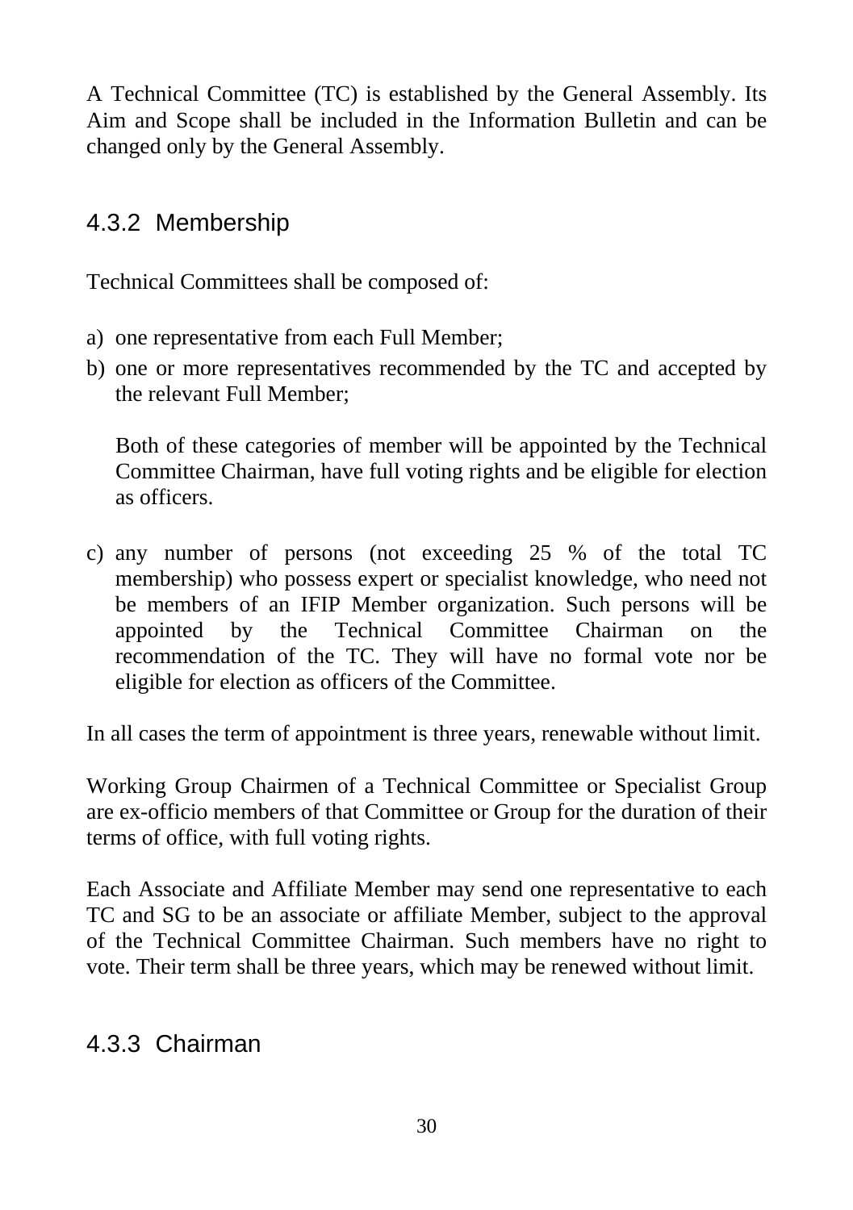A Technical Committee (TC) is established by the General Assembly. Its Aim and Scope shall be included in the Information Bulletin and can be changed only by the General Assembly.

### 4.3.2 Membership

Technical Committees shall be composed of:

a) one representative from each Full Member;
b) one or more representatives recommended by the TC and accepted by the relevant Full Member;

   Both of these categories of member will be appointed by the Technical Committee Chairman, have full voting rights and be eligible for election as officers.

c) any number of persons (not exceeding 25 % of the total TC membership) who possess expert or specialist knowledge, who need not be members of an IFIP Member organization. Such persons will be appointed by the Technical Committee Chairman on the recommendation of the TC. They will have no formal vote nor be eligible for election as officers of the Committee.

In all cases the term of appointment is three years, renewable without limit.

Working Group Chairmen of a Technical Committee or Specialist Group are ex-officio members of that Committee or Group for the duration of their terms of office, with full voting rights.

Each Associate and Affiliate Member may send one representative to each TC and SG to be an associate or affiliate Member, subject to the approval of the Technical Committee Chairman. Such members have no right to vote. Their term shall be three years, which may be renewed without limit.

### 4.3.3 Chairman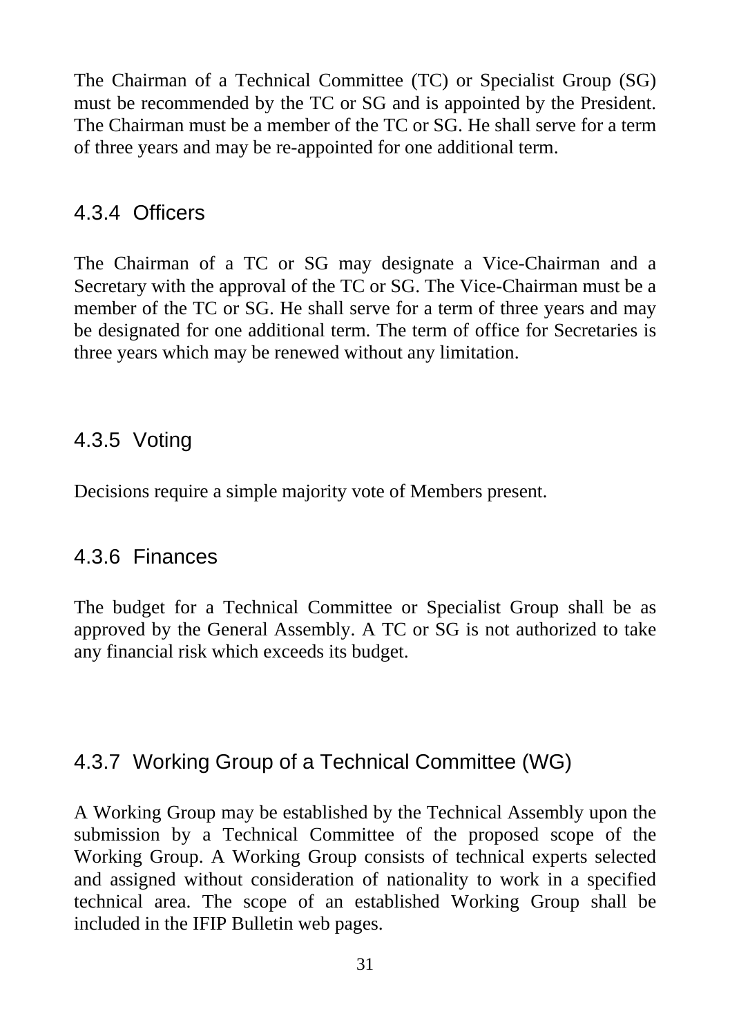The Chairman of a Technical Committee (TC) or Specialist Group (SG) must be recommended by the TC or SG and is appointed by the President. The Chairman must be a member of the TC or SG. He shall serve for a term of three years and may be re-appointed for one additional term.

### 4.3.4 Officers

The Chairman of a TC or SG may designate a Vice-Chairman and a Secretary with the approval of the TC or SG. The Vice-Chairman must be a member of the TC or SG. He shall serve for a term of three years and may be designated for one additional term. The term of office for Secretaries is three years which may be renewed without any limitation.

### 4.3.5 Voting

Decisions require a simple majority vote of Members present.

### 4.3.6 Finances

The budget for a Technical Committee or Specialist Group shall be as approved by the General Assembly. A TC or SG is not authorized to take any financial risk which exceeds its budget.

### 4.3.7 Working Group of a Technical Committee (WG)

A Working Group may be established by the Technical Assembly upon the submission by a Technical Committee of the proposed scope of the Working Group. A Working Group consists of technical experts selected and assigned without consideration of nationality to work in a specified technical area. The scope of an established Working Group shall be included in the IFIP Bulletin web pages.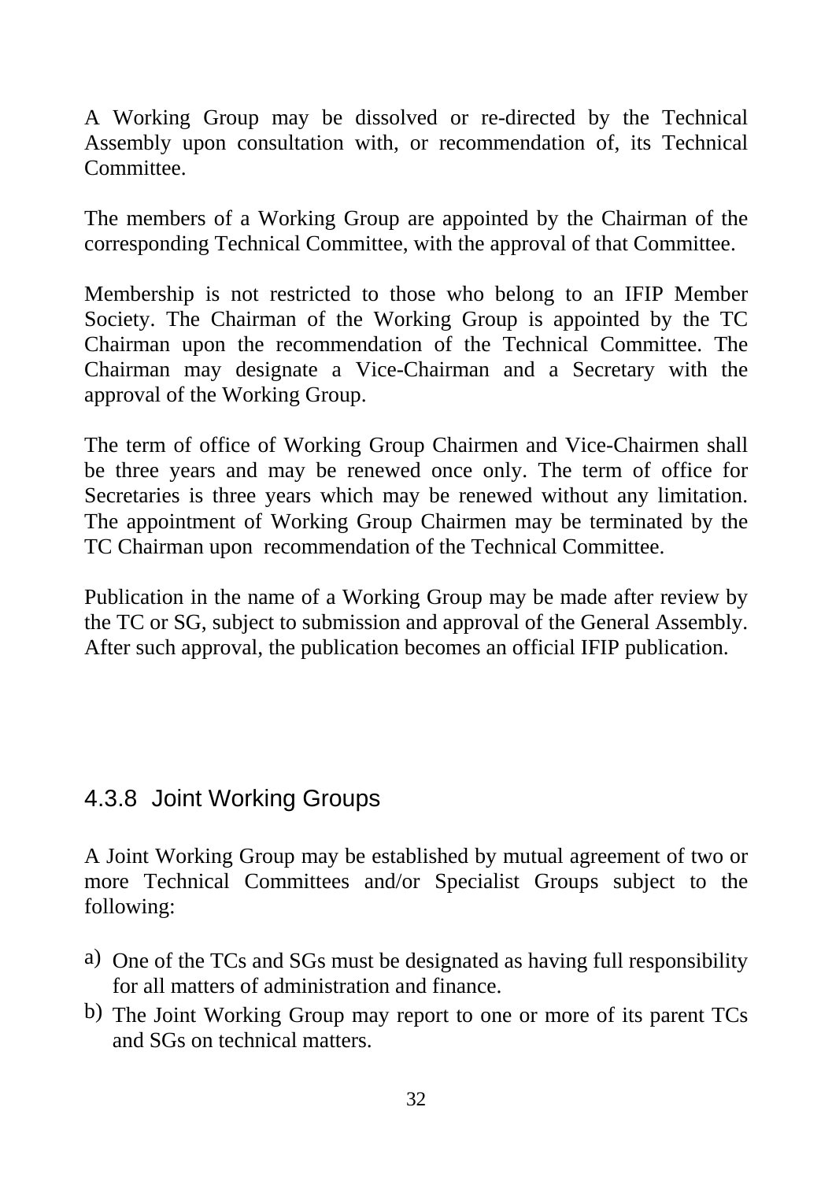A Working Group may be dissolved or re-directed by the Technical Assembly upon consultation with, or recommendation of, its Technical Committee.

The members of a Working Group are appointed by the Chairman of the corresponding Technical Committee, with the approval of that Committee.

Membership is not restricted to those who belong to an IFIP Member Society. The Chairman of the Working Group is appointed by the TC Chairman upon the recommendation of the Technical Committee. The Chairman may designate a Vice-Chairman and a Secretary with the approval of the Working Group.

The term of office of Working Group Chairmen and Vice-Chairmen shall be three years and may be renewed once only. The term of office for Secretaries is three years which may be renewed without any limitation. The appointment of Working Group Chairmen may be terminated by the TC Chairman upon recommendation of the Technical Committee.

Publication in the name of a Working Group may be made after review by the TC or SG, subject to submission and approval of the General Assembly. After such approval, the publication becomes an official IFIP publication.

### 4.3.8 Joint Working Groups

A Joint Working Group may be established by mutual agreement of two or more Technical Committees and/or Specialist Groups subject to the following:

a) One of the TCs and SGs must be designated as having full responsibility for all matters of administration and finance.

b) The Joint Working Group may report to one or more of its parent TCs and SGs on technical matters.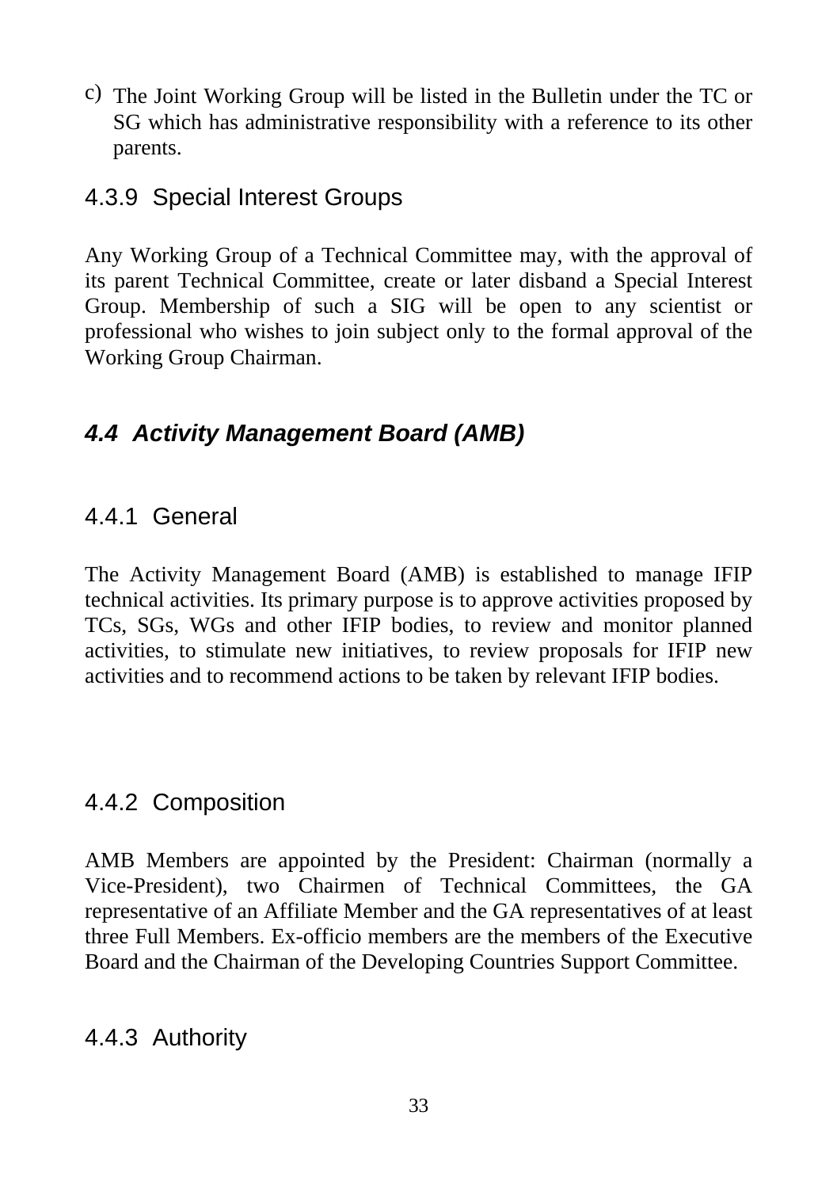c) The Joint Working Group will be listed in the Bulletin under the TC or SG which has administrative responsibility with a reference to its other parents.

### 4.3.9 Special Interest Groups

Any Working Group of a Technical Committee may, with the approval of its parent Technical Committee, create or later disband a Special Interest Group. Membership of such a SIG will be open to any scientist or professional who wishes to join subject only to the formal approval of the Working Group Chairman.

## *4.4 Activity Management Board (AMB)*

### 4.4.1 General

The Activity Management Board (AMB) is established to manage IFIP technical activities. Its primary purpose is to approve activities proposed by TCs, SGs, WGs and other IFIP bodies, to review and monitor planned activities, to stimulate new initiatives, to review proposals for IFIP new activities and to recommend actions to be taken by relevant IFIP bodies.

### 4.4.2 Composition

AMB Members are appointed by the President: Chairman (normally a Vice-President), two Chairmen of Technical Committees, the GA representative of an Affiliate Member and the GA representatives of at least three Full Members. Ex-officio members are the members of the Executive Board and the Chairman of the Developing Countries Support Committee.

### 4.4.3 Authority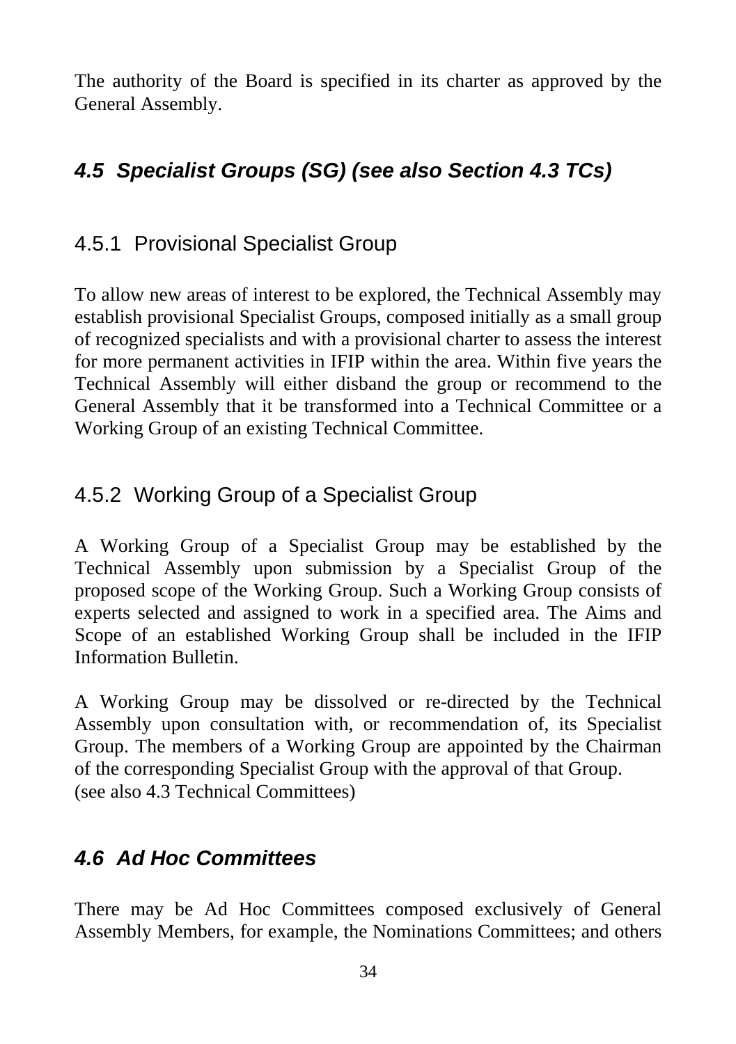The authority of the Board is specified in its charter as approved by the General Assembly.

## *4.5 Specialist Groups (SG) (see also Section 4.3 TCs)*

### 4.5.1 Provisional Specialist Group

To allow new areas of interest to be explored, the Technical Assembly may establish provisional Specialist Groups, composed initially as a small group of recognized specialists and with a provisional charter to assess the interest for more permanent activities in IFIP within the area. Within five years the Technical Assembly will either disband the group or recommend to the General Assembly that it be transformed into a Technical Committee or a Working Group of an existing Technical Committee.

### 4.5.2 Working Group of a Specialist Group

A Working Group of a Specialist Group may be established by the Technical Assembly upon submission by a Specialist Group of the proposed scope of the Working Group. Such a Working Group consists of experts selected and assigned to work in a specified area. The Aims and Scope of an established Working Group shall be included in the IFIP Information Bulletin.

A Working Group may be dissolved or re-directed by the Technical Assembly upon consultation with, or recommendation of, its Specialist Group. The members of a Working Group are appointed by the Chairman of the corresponding Specialist Group with the approval of that Group.
(see also 4.3 Technical Committees)

## *4.6 Ad Hoc Committees*

There may be Ad Hoc Committees composed exclusively of General Assembly Members, for example, the Nominations Committees; and others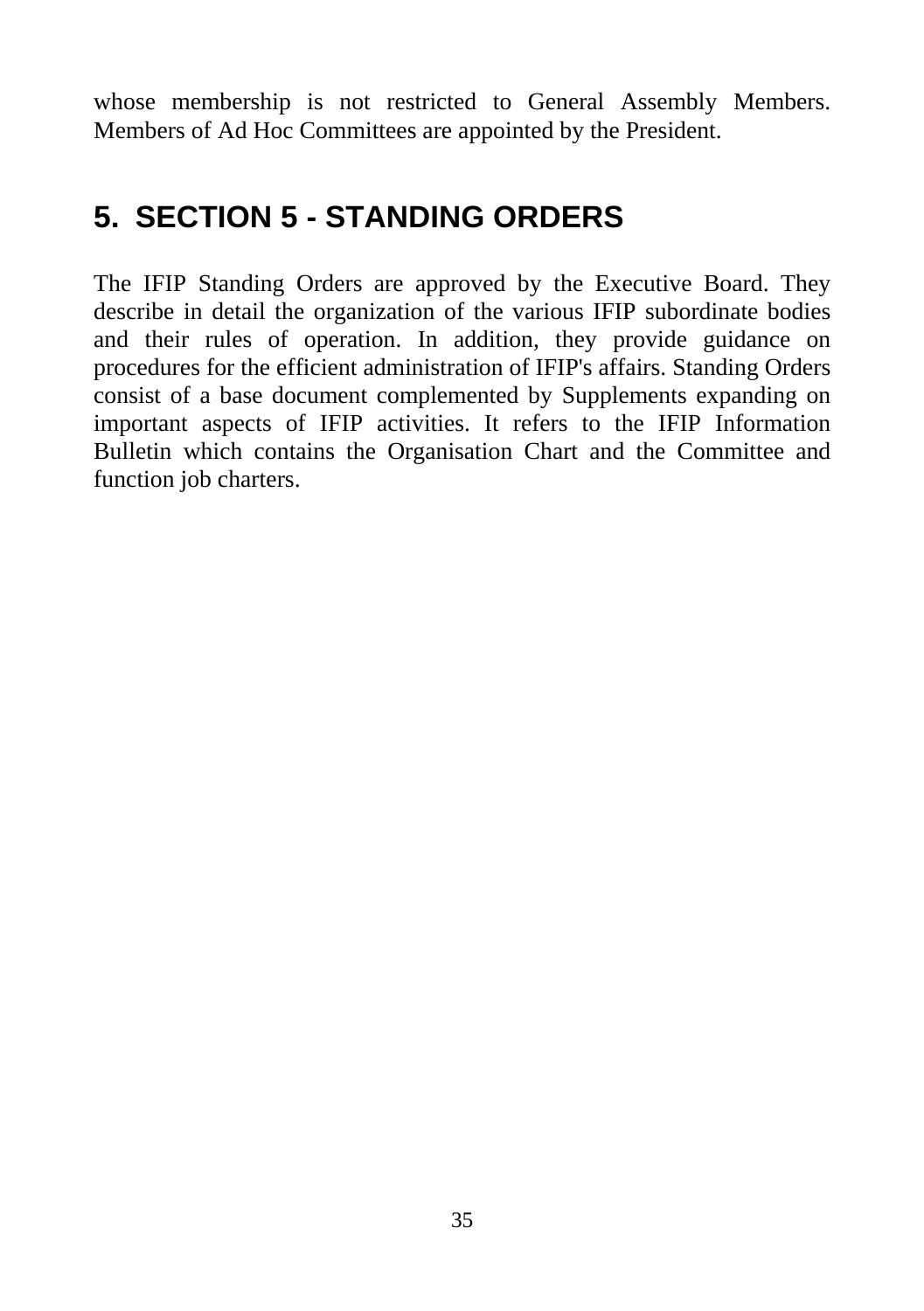whose membership is not restricted to General Assembly Members. Members of Ad Hoc Committees are appointed by the President.

# 5. SECTION 5 - STANDING ORDERS

The IFIP Standing Orders are approved by the Executive Board. They describe in detail the organization of the various IFIP subordinate bodies and their rules of operation. In addition, they provide guidance on procedures for the efficient administration of IFIP's affairs. Standing Orders consist of a base document complemented by Supplements expanding on important aspects of IFIP activities. It refers to the IFIP Information Bulletin which contains the Organisation Chart and the Committee and function job charters.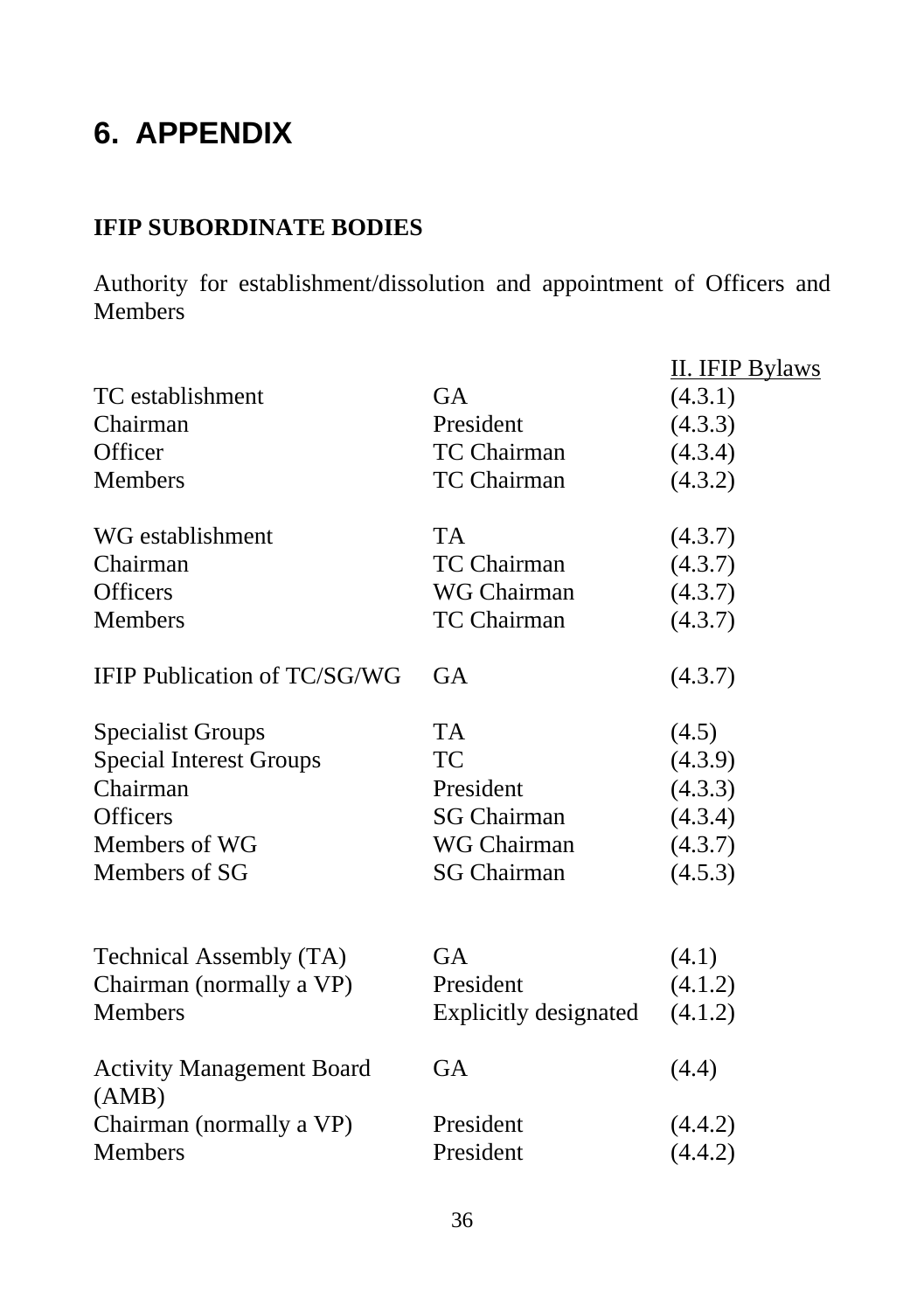# 6. APPENDIX

**IFIP SUBORDINATE BODIES**

Authority for establishment/dissolution and appointment of Officers and Members

| | | II. IFIP Bylaws |
|---|---|---|
| TC establishment | GA | (4.3.1) |
| Chairman | President | (4.3.3) |
| Officer | TC Chairman | (4.3.4) |
| Members | TC Chairman | (4.3.2) |
| | | |
| WG establishment | TA | (4.3.7) |
| Chairman | TC Chairman | (4.3.7) |
| Officers | WG Chairman | (4.3.7) |
| Members | TC Chairman | (4.3.7) |
| | | |
| IFIP Publication of TC/SG/WG | GA | (4.3.7) |
| | | |
| Specialist Groups | TA | (4.5) |
| Special Interest Groups | TC | (4.3.9) |
| Chairman | President | (4.3.3) |
| Officers | SG Chairman | (4.3.4) |
| Members of WG | WG Chairman | (4.3.7) |
| Members of SG | SG Chairman | (4.5.3) |
| | | |
| Technical Assembly (TA) | GA | (4.1) |
| Chairman (normally a VP) | President | (4.1.2) |
| Members | Explicitly designated | (4.1.2) |
| | | |
| Activity Management Board (AMB) | GA | (4.4) |
| Chairman (normally a VP) | President | (4.4.2) |
| Members | President | (4.4.2) |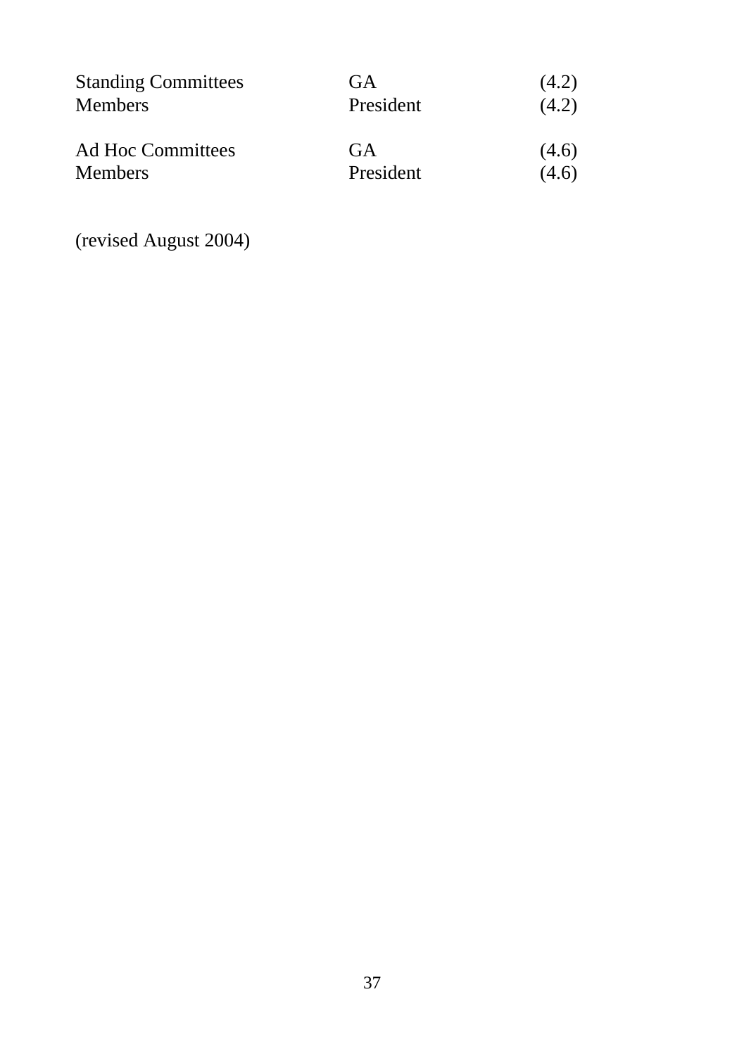| | | |
|---|---|---|
| Standing Committees | GA | (4.2) |
| Members | President | (4.2) |
| | | |
| Ad Hoc Committees | GA | (4.6) |
| Members | President | (4.6) |

(revised August 2004)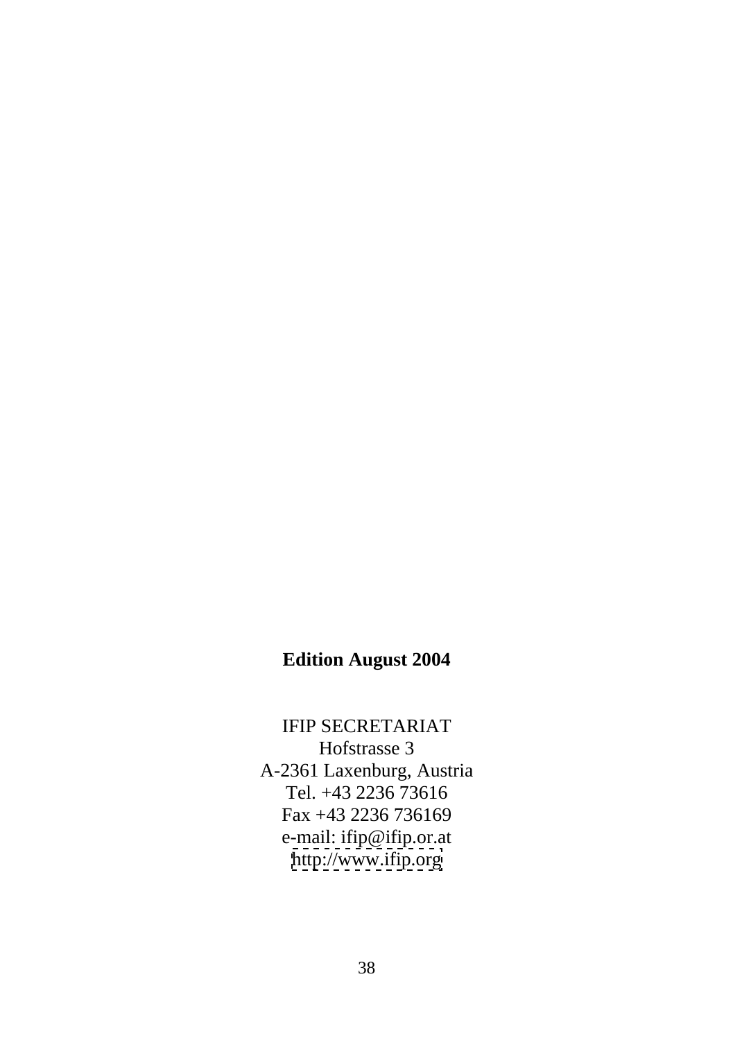**Edition August 2004**

IFIP SECRETARIAT
Hofstrasse 3
A-2361 Laxenburg, Austria
Tel. +43 2236 73616
Fax +43 2236 736169
e-mail: ifip@ifip.or.at
http://www.ifip.org